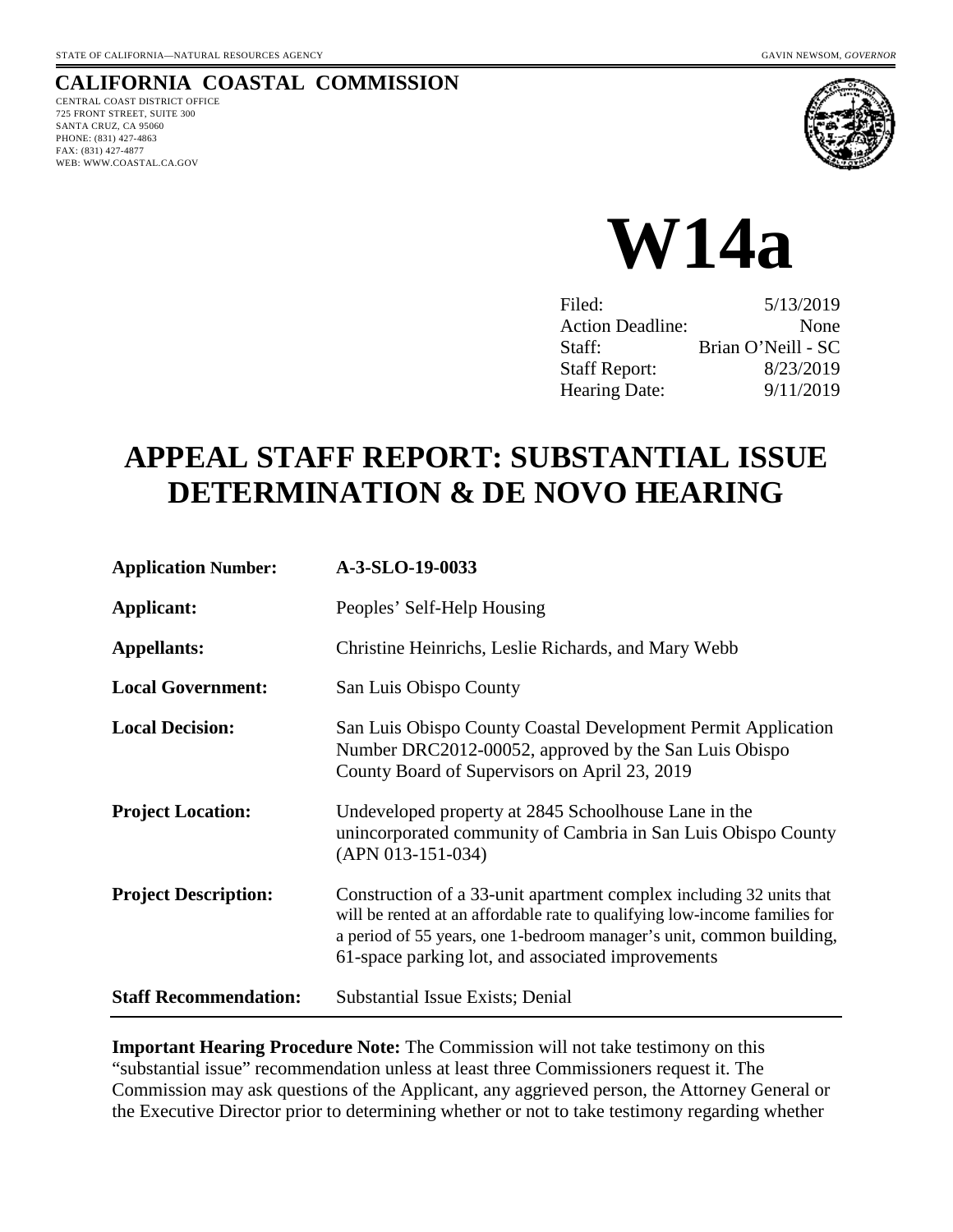STATE OF CALIFORNIA—NATURAL RESOURCES AGENCY GAVIN NEWSOM, *GOVERNOR*

**CALIFORNIA COASTAL COMMISSION**
CENTRAL COAST DISTRICT OFFICE
725 FRONT STREET, SUITE 300
SANTA CRUZ, CA 95060
PHONE: (831) 427-4863
FAX: (831) 427-4877
WEB: WWW.COASTAL.CA.GOV

# W14a

| | |
|---|---|
| Filed: | 5/13/2019 |
| Action Deadline: | None |
| Staff: | Brian O'Neill - SC |
| Staff Report: | 8/23/2019 |
| Hearing Date: | 9/11/2019 |

# APPEAL STAFF REPORT: SUBSTANTIAL ISSUE DETERMINATION & DE NOVO HEARING

| | |
|---|---|
| **Application Number:** | **A-3-SLO-19-0033** |
| **Applicant:** | Peoples' Self-Help Housing |
| **Appellants:** | Christine Heinrichs, Leslie Richards, and Mary Webb |
| **Local Government:** | San Luis Obispo County |
| **Local Decision:** | San Luis Obispo County Coastal Development Permit Application Number DRC2012-00052, approved by the San Luis Obispo County Board of Supervisors on April 23, 2019 |
| **Project Location:** | Undeveloped property at 2845 Schoolhouse Lane in the unincorporated community of Cambria in San Luis Obispo County (APN 013-151-034) |
| **Project Description:** | Construction of a 33-unit apartment complex including 32 units that will be rented at an affordable rate to qualifying low-income families for a period of 55 years, one 1-bedroom manager's unit, common building, 61-space parking lot, and associated improvements |
| **Staff Recommendation:** | Substantial Issue Exists; Denial |

**Important Hearing Procedure Note:** The Commission will not take testimony on this "substantial issue" recommendation unless at least three Commissioners request it. The Commission may ask questions of the Applicant, any aggrieved person, the Attorney General or the Executive Director prior to determining whether or not to take testimony regarding whether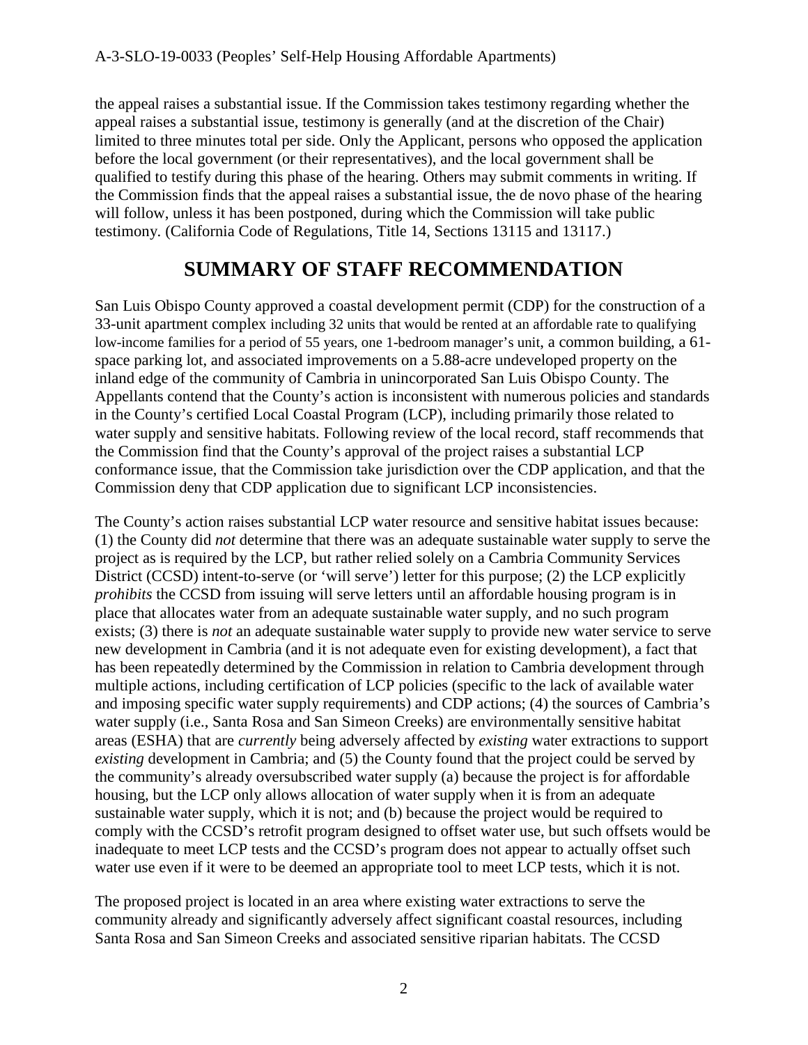the appeal raises a substantial issue. If the Commission takes testimony regarding whether the appeal raises a substantial issue, testimony is generally (and at the discretion of the Chair) limited to three minutes total per side. Only the Applicant, persons who opposed the application before the local government (or their representatives), and the local government shall be qualified to testify during this phase of the hearing. Others may submit comments in writing. If the Commission finds that the appeal raises a substantial issue, the de novo phase of the hearing will follow, unless it has been postponed, during which the Commission will take public testimony. (California Code of Regulations, Title 14, Sections 13115 and 13117.)

# SUMMARY OF STAFF RECOMMENDATION

San Luis Obispo County approved a coastal development permit (CDP) for the construction of a 33-unit apartment complex including 32 units that would be rented at an affordable rate to qualifying low-income families for a period of 55 years, one 1-bedroom manager's unit, a common building, a 61-space parking lot, and associated improvements on a 5.88-acre undeveloped property on the inland edge of the community of Cambria in unincorporated San Luis Obispo County. The Appellants contend that the County's action is inconsistent with numerous policies and standards in the County's certified Local Coastal Program (LCP), including primarily those related to water supply and sensitive habitats. Following review of the local record, staff recommends that the Commission find that the County's approval of the project raises a substantial LCP conformance issue, that the Commission take jurisdiction over the CDP application, and that the Commission deny that CDP application due to significant LCP inconsistencies.

The County's action raises substantial LCP water resource and sensitive habitat issues because: (1) the County did *not* determine that there was an adequate sustainable water supply to serve the project as is required by the LCP, but rather relied solely on a Cambria Community Services District (CCSD) intent-to-serve (or 'will serve') letter for this purpose; (2) the LCP explicitly *prohibits* the CCSD from issuing will serve letters until an affordable housing program is in place that allocates water from an adequate sustainable water supply, and no such program exists; (3) there is *not* an adequate sustainable water supply to provide new water service to serve new development in Cambria (and it is not adequate even for existing development), a fact that has been repeatedly determined by the Commission in relation to Cambria development through multiple actions, including certification of LCP policies (specific to the lack of available water and imposing specific water supply requirements) and CDP actions; (4) the sources of Cambria's water supply (i.e., Santa Rosa and San Simeon Creeks) are environmentally sensitive habitat areas (ESHA) that are *currently* being adversely affected by *existing* water extractions to support *existing* development in Cambria; and (5) the County found that the project could be served by the community's already oversubscribed water supply (a) because the project is for affordable housing, but the LCP only allows allocation of water supply when it is from an adequate sustainable water supply, which it is not; and (b) because the project would be required to comply with the CCSD's retrofit program designed to offset water use, but such offsets would be inadequate to meet LCP tests and the CCSD's program does not appear to actually offset such water use even if it were to be deemed an appropriate tool to meet LCP tests, which it is not.

The proposed project is located in an area where existing water extractions to serve the community already and significantly adversely affect significant coastal resources, including Santa Rosa and San Simeon Creeks and associated sensitive riparian habitats. The CCSD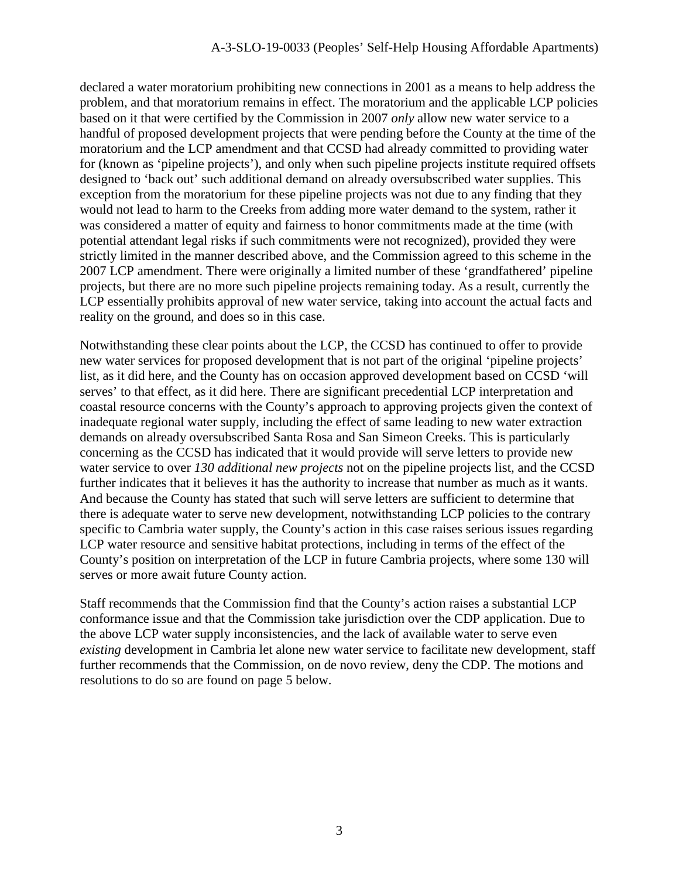declared a water moratorium prohibiting new connections in 2001 as a means to help address the problem, and that moratorium remains in effect. The moratorium and the applicable LCP policies based on it that were certified by the Commission in 2007 *only* allow new water service to a handful of proposed development projects that were pending before the County at the time of the moratorium and the LCP amendment and that CCSD had already committed to providing water for (known as 'pipeline projects'), and only when such pipeline projects institute required offsets designed to 'back out' such additional demand on already oversubscribed water supplies. This exception from the moratorium for these pipeline projects was not due to any finding that they would not lead to harm to the Creeks from adding more water demand to the system, rather it was considered a matter of equity and fairness to honor commitments made at the time (with potential attendant legal risks if such commitments were not recognized), provided they were strictly limited in the manner described above, and the Commission agreed to this scheme in the 2007 LCP amendment. There were originally a limited number of these 'grandfathered' pipeline projects, but there are no more such pipeline projects remaining today. As a result, currently the LCP essentially prohibits approval of new water service, taking into account the actual facts and reality on the ground, and does so in this case.

Notwithstanding these clear points about the LCP, the CCSD has continued to offer to provide new water services for proposed development that is not part of the original 'pipeline projects' list, as it did here, and the County has on occasion approved development based on CCSD 'will serves' to that effect, as it did here. There are significant precedential LCP interpretation and coastal resource concerns with the County's approach to approving projects given the context of inadequate regional water supply, including the effect of same leading to new water extraction demands on already oversubscribed Santa Rosa and San Simeon Creeks. This is particularly concerning as the CCSD has indicated that it would provide will serve letters to provide new water service to over *130 additional new projects* not on the pipeline projects list, and the CCSD further indicates that it believes it has the authority to increase that number as much as it wants. And because the County has stated that such will serve letters are sufficient to determine that there is adequate water to serve new development, notwithstanding LCP policies to the contrary specific to Cambria water supply, the County's action in this case raises serious issues regarding LCP water resource and sensitive habitat protections, including in terms of the effect of the County's position on interpretation of the LCP in future Cambria projects, where some 130 will serves or more await future County action.

Staff recommends that the Commission find that the County's action raises a substantial LCP conformance issue and that the Commission take jurisdiction over the CDP application. Due to the above LCP water supply inconsistencies, and the lack of available water to serve even *existing* development in Cambria let alone new water service to facilitate new development, staff further recommends that the Commission, on de novo review, deny the CDP. The motions and resolutions to do so are found on page 5 below.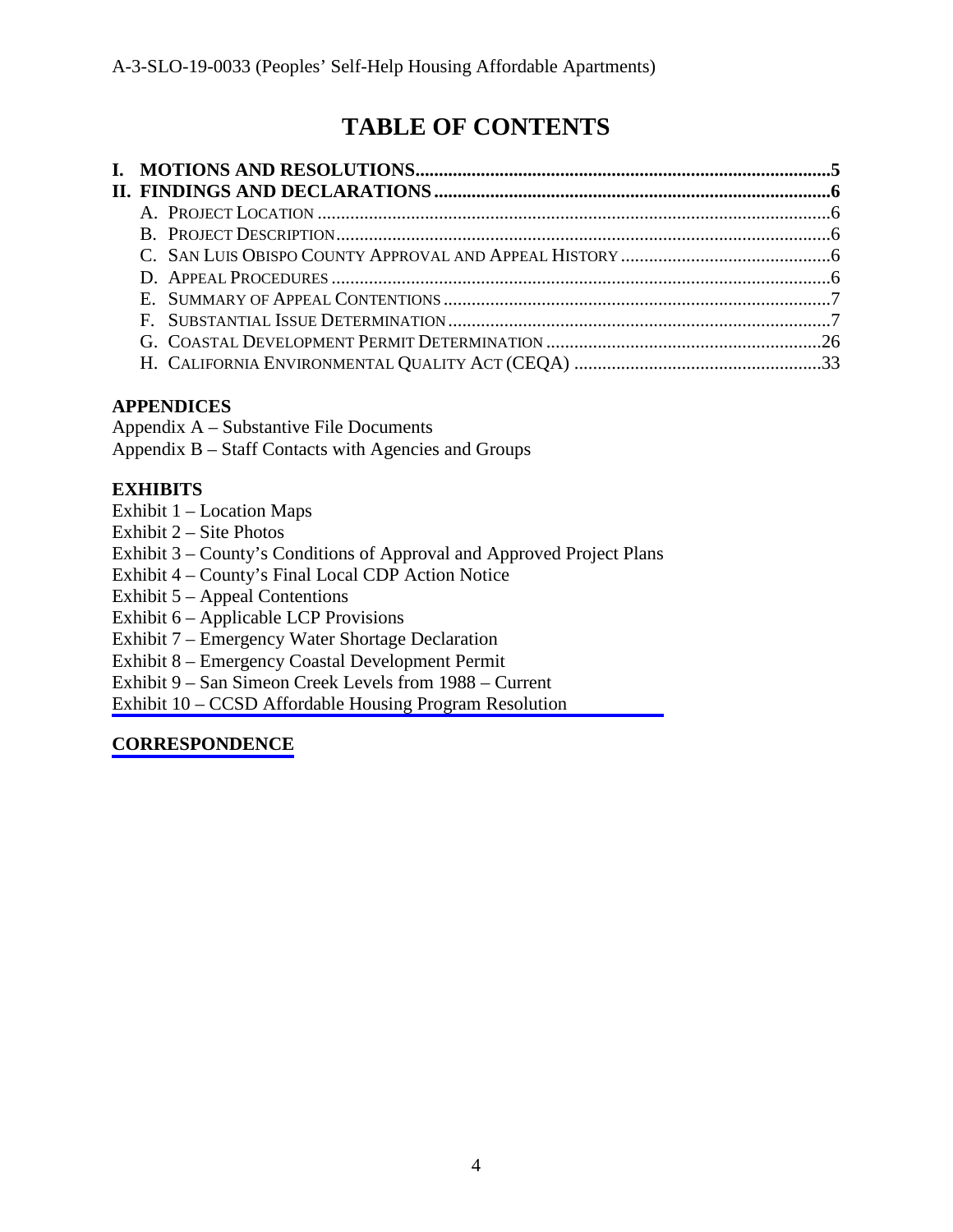# TABLE OF CONTENTS

**I. MOTIONS AND RESOLUTIONS........................................................................................5**

**II. FINDINGS AND DECLARATIONS.....................................................................................6**

- A. PROJECT LOCATION .............................................................................................................6
- B. PROJECT DESCRIPTION.........................................................................................................6
- C. SAN LUIS OBISPO COUNTY APPROVAL AND APPEAL HISTORY ............................................6
- D. APPEAL PROCEDURES ..........................................................................................................6
- E. SUMMARY OF APPEAL CONTENTIONS ..................................................................................7
- F. SUBSTANTIAL ISSUE DETERMINATION .................................................................................7
- G. COASTAL DEVELOPMENT PERMIT DETERMINATION ..........................................................26
- H. CALIFORNIA ENVIRONMENTAL QUALITY ACT (CEQA) ....................................................33

**APPENDICES**

Appendix A – Substantive File Documents
Appendix B – Staff Contacts with Agencies and Groups

**EXHIBITS**

Exhibit 1 – Location Maps
Exhibit 2 – Site Photos
Exhibit 3 – County's Conditions of Approval and Approved Project Plans
Exhibit 4 – County's Final Local CDP Action Notice
Exhibit 5 – Appeal Contentions
Exhibit 6 – Applicable LCP Provisions
Exhibit 7 – Emergency Water Shortage Declaration
Exhibit 8 – Emergency Coastal Development Permit
Exhibit 9 – San Simeon Creek Levels from 1988 – Current
Exhibit 10 – CCSD Affordable Housing Program Resolution

**CORRESPONDENCE**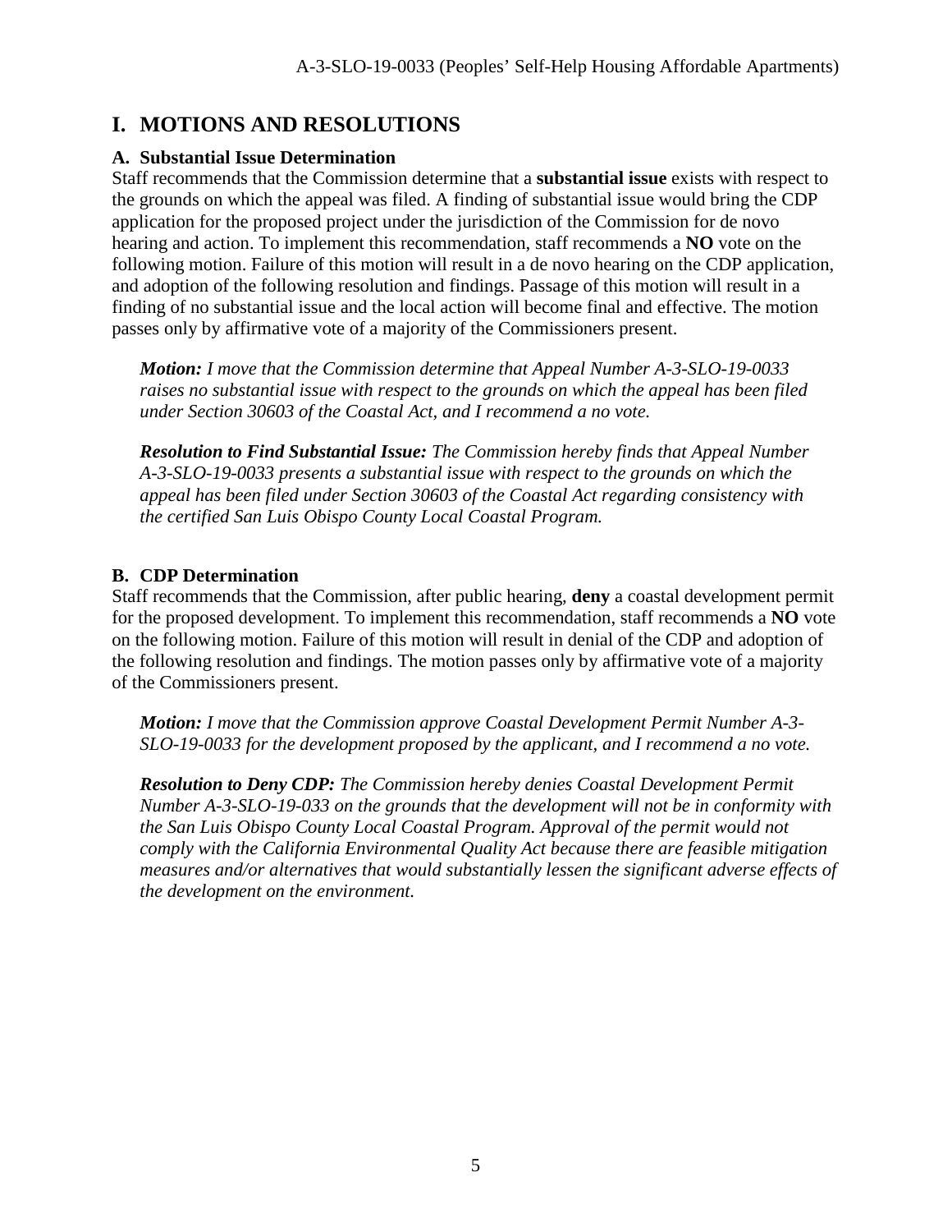# I. MOTIONS AND RESOLUTIONS

### A. Substantial Issue Determination

Staff recommends that the Commission determine that a **substantial issue** exists with respect to the grounds on which the appeal was filed. A finding of substantial issue would bring the CDP application for the proposed project under the jurisdiction of the Commission for de novo hearing and action. To implement this recommendation, staff recommends a **NO** vote on the following motion. Failure of this motion will result in a de novo hearing on the CDP application, and adoption of the following resolution and findings. Passage of this motion will result in a finding of no substantial issue and the local action will become final and effective. The motion passes only by affirmative vote of a majority of the Commissioners present.

> ***Motion:*** *I move that the Commission determine that Appeal Number A-3-SLO-19-0033 raises no substantial issue with respect to the grounds on which the appeal has been filed under Section 30603 of the Coastal Act, and I recommend a no vote.*
>
> ***Resolution to Find Substantial Issue:*** *The Commission hereby finds that Appeal Number A-3-SLO-19-0033 presents a substantial issue with respect to the grounds on which the appeal has been filed under Section 30603 of the Coastal Act regarding consistency with the certified San Luis Obispo County Local Coastal Program.*

### B. CDP Determination

Staff recommends that the Commission, after public hearing, **deny** a coastal development permit for the proposed development. To implement this recommendation, staff recommends a **NO** vote on the following motion. Failure of this motion will result in denial of the CDP and adoption of the following resolution and findings. The motion passes only by affirmative vote of a majority of the Commissioners present.

> ***Motion:*** *I move that the Commission approve Coastal Development Permit Number A-3-SLO-19-0033 for the development proposed by the applicant, and I recommend a no vote.*
>
> ***Resolution to Deny CDP:*** *The Commission hereby denies Coastal Development Permit Number A-3-SLO-19-033 on the grounds that the development will not be in conformity with the San Luis Obispo County Local Coastal Program. Approval of the permit would not comply with the California Environmental Quality Act because there are feasible mitigation measures and/or alternatives that would substantially lessen the significant adverse effects of the development on the environment.*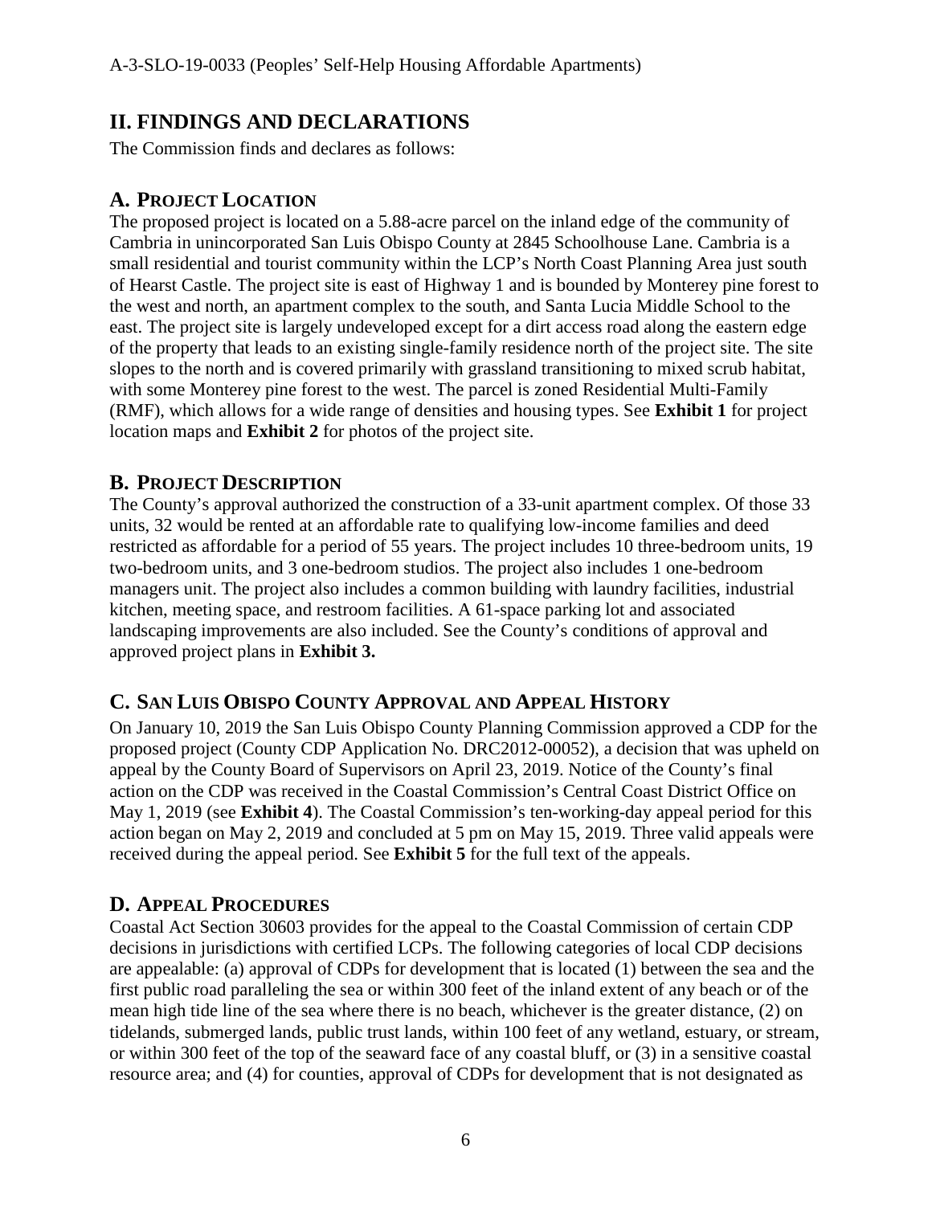## II. FINDINGS AND DECLARATIONS

The Commission finds and declares as follows:

### A. PROJECT LOCATION

The proposed project is located on a 5.88-acre parcel on the inland edge of the community of Cambria in unincorporated San Luis Obispo County at 2845 Schoolhouse Lane. Cambria is a small residential and tourist community within the LCP's North Coast Planning Area just south of Hearst Castle. The project site is east of Highway 1 and is bounded by Monterey pine forest to the west and north, an apartment complex to the south, and Santa Lucia Middle School to the east. The project site is largely undeveloped except for a dirt access road along the eastern edge of the property that leads to an existing single-family residence north of the project site. The site slopes to the north and is covered primarily with grassland transitioning to mixed scrub habitat, with some Monterey pine forest to the west. The parcel is zoned Residential Multi-Family (RMF), which allows for a wide range of densities and housing types. See **Exhibit 1** for project location maps and **Exhibit 2** for photos of the project site.

### B. PROJECT DESCRIPTION

The County's approval authorized the construction of a 33-unit apartment complex. Of those 33 units, 32 would be rented at an affordable rate to qualifying low-income families and deed restricted as affordable for a period of 55 years. The project includes 10 three-bedroom units, 19 two-bedroom units, and 3 one-bedroom studios. The project also includes 1 one-bedroom managers unit. The project also includes a common building with laundry facilities, industrial kitchen, meeting space, and restroom facilities. A 61-space parking lot and associated landscaping improvements are also included. See the County's conditions of approval and approved project plans in **Exhibit 3.**

### C. SAN LUIS OBISPO COUNTY APPROVAL AND APPEAL HISTORY

On January 10, 2019 the San Luis Obispo County Planning Commission approved a CDP for the proposed project (County CDP Application No. DRC2012-00052), a decision that was upheld on appeal by the County Board of Supervisors on April 23, 2019. Notice of the County's final action on the CDP was received in the Coastal Commission's Central Coast District Office on May 1, 2019 (see **Exhibit 4**). The Coastal Commission's ten-working-day appeal period for this action began on May 2, 2019 and concluded at 5 pm on May 15, 2019. Three valid appeals were received during the appeal period. See **Exhibit 5** for the full text of the appeals.

### D. APPEAL PROCEDURES

Coastal Act Section 30603 provides for the appeal to the Coastal Commission of certain CDP decisions in jurisdictions with certified LCPs. The following categories of local CDP decisions are appealable: (a) approval of CDPs for development that is located (1) between the sea and the first public road paralleling the sea or within 300 feet of the inland extent of any beach or of the mean high tide line of the sea where there is no beach, whichever is the greater distance, (2) on tidelands, submerged lands, public trust lands, within 100 feet of any wetland, estuary, or stream, or within 300 feet of the top of the seaward face of any coastal bluff, or (3) in a sensitive coastal resource area; and (4) for counties, approval of CDPs for development that is not designated as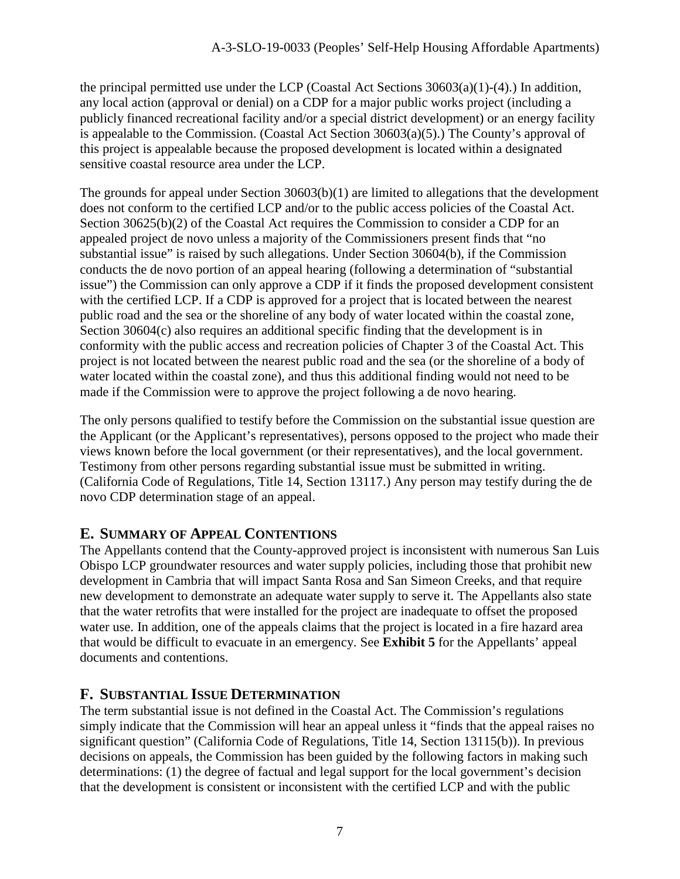the principal permitted use under the LCP (Coastal Act Sections 30603(a)(1)-(4).) In addition, any local action (approval or denial) on a CDP for a major public works project (including a publicly financed recreational facility and/or a special district development) or an energy facility is appealable to the Commission. (Coastal Act Section 30603(a)(5).) The County's approval of this project is appealable because the proposed development is located within a designated sensitive coastal resource area under the LCP.

The grounds for appeal under Section 30603(b)(1) are limited to allegations that the development does not conform to the certified LCP and/or to the public access policies of the Coastal Act. Section 30625(b)(2) of the Coastal Act requires the Commission to consider a CDP for an appealed project de novo unless a majority of the Commissioners present finds that "no substantial issue" is raised by such allegations. Under Section 30604(b), if the Commission conducts the de novo portion of an appeal hearing (following a determination of "substantial issue") the Commission can only approve a CDP if it finds the proposed development consistent with the certified LCP. If a CDP is approved for a project that is located between the nearest public road and the sea or the shoreline of any body of water located within the coastal zone, Section 30604(c) also requires an additional specific finding that the development is in conformity with the public access and recreation policies of Chapter 3 of the Coastal Act. This project is not located between the nearest public road and the sea (or the shoreline of a body of water located within the coastal zone), and thus this additional finding would not need to be made if the Commission were to approve the project following a de novo hearing.

The only persons qualified to testify before the Commission on the substantial issue question are the Applicant (or the Applicant's representatives), persons opposed to the project who made their views known before the local government (or their representatives), and the local government. Testimony from other persons regarding substantial issue must be submitted in writing. (California Code of Regulations, Title 14, Section 13117.) Any person may testify during the de novo CDP determination stage of an appeal.

## E. Summary of Appeal Contentions

The Appellants contend that the County-approved project is inconsistent with numerous San Luis Obispo LCP groundwater resources and water supply policies, including those that prohibit new development in Cambria that will impact Santa Rosa and San Simeon Creeks, and that require new development to demonstrate an adequate water supply to serve it. The Appellants also state that the water retrofits that were installed for the project are inadequate to offset the proposed water use. In addition, one of the appeals claims that the project is located in a fire hazard area that would be difficult to evacuate in an emergency. See **Exhibit 5** for the Appellants' appeal documents and contentions.

## F. Substantial Issue Determination

The term substantial issue is not defined in the Coastal Act. The Commission's regulations simply indicate that the Commission will hear an appeal unless it "finds that the appeal raises no significant question" (California Code of Regulations, Title 14, Section 13115(b)). In previous decisions on appeals, the Commission has been guided by the following factors in making such determinations: (1) the degree of factual and legal support for the local government's decision that the development is consistent or inconsistent with the certified LCP and with the public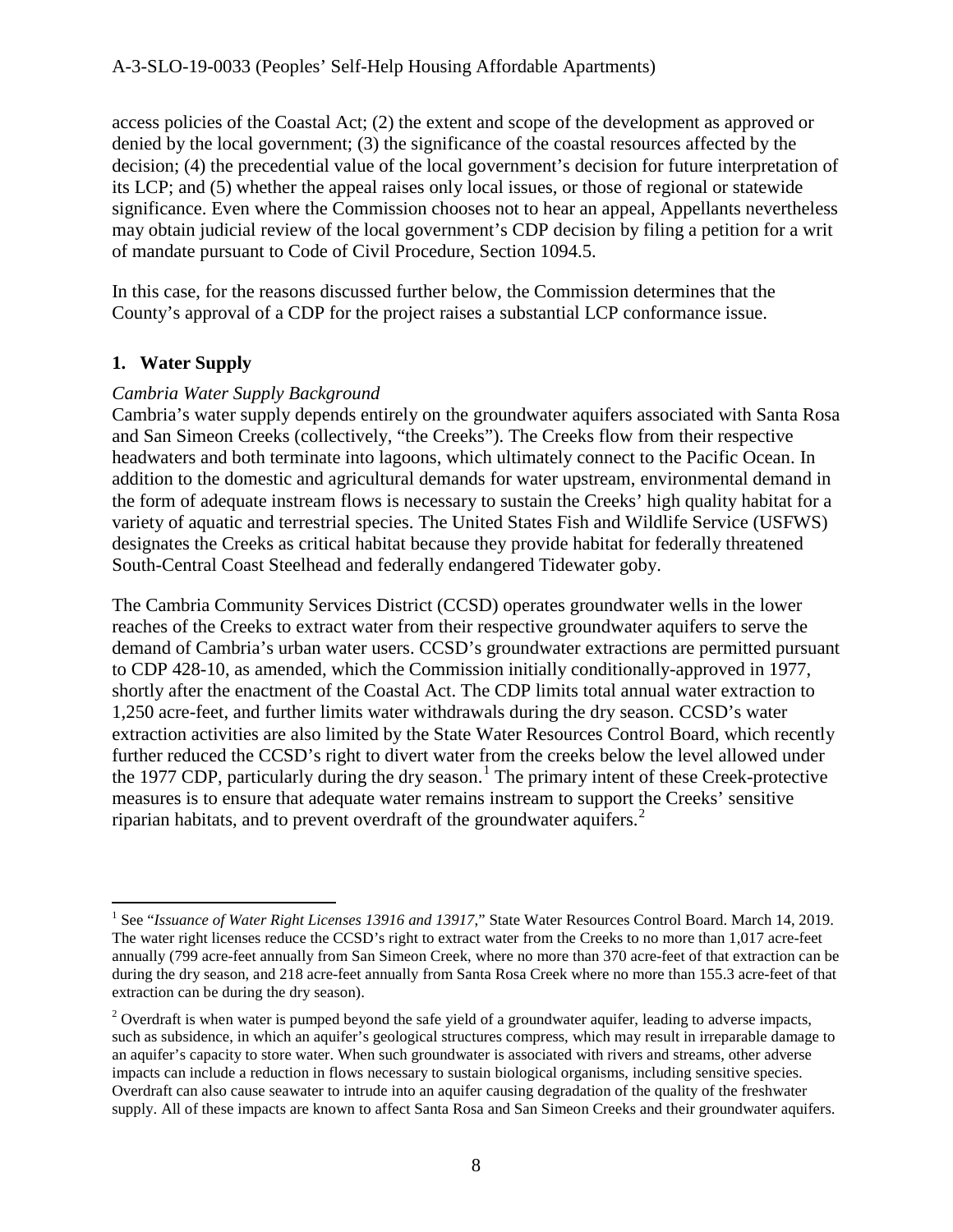access policies of the Coastal Act; (2) the extent and scope of the development as approved or denied by the local government; (3) the significance of the coastal resources affected by the decision; (4) the precedential value of the local government's decision for future interpretation of its LCP; and (5) whether the appeal raises only local issues, or those of regional or statewide significance. Even where the Commission chooses not to hear an appeal, Appellants nevertheless may obtain judicial review of the local government's CDP decision by filing a petition for a writ of mandate pursuant to Code of Civil Procedure, Section 1094.5.

In this case, for the reasons discussed further below, the Commission determines that the County's approval of a CDP for the project raises a substantial LCP conformance issue.

### 1. Water Supply

*Cambria Water Supply Background*

Cambria's water supply depends entirely on the groundwater aquifers associated with Santa Rosa and San Simeon Creeks (collectively, "the Creeks"). The Creeks flow from their respective headwaters and both terminate into lagoons, which ultimately connect to the Pacific Ocean. In addition to the domestic and agricultural demands for water upstream, environmental demand in the form of adequate instream flows is necessary to sustain the Creeks' high quality habitat for a variety of aquatic and terrestrial species. The United States Fish and Wildlife Service (USFWS) designates the Creeks as critical habitat because they provide habitat for federally threatened South-Central Coast Steelhead and federally endangered Tidewater goby.

The Cambria Community Services District (CCSD) operates groundwater wells in the lower reaches of the Creeks to extract water from their respective groundwater aquifers to serve the demand of Cambria's urban water users. CCSD's groundwater extractions are permitted pursuant to CDP 428-10, as amended, which the Commission initially conditionally-approved in 1977, shortly after the enactment of the Coastal Act. The CDP limits total annual water extraction to 1,250 acre-feet, and further limits water withdrawals during the dry season. CCSD's water extraction activities are also limited by the State Water Resources Control Board, which recently further reduced the CCSD's right to divert water from the creeks below the level allowed under the 1977 CDP, particularly during the dry season.[1] The primary intent of these Creek-protective measures is to ensure that adequate water remains instream to support the Creeks' sensitive riparian habitats, and to prevent overdraft of the groundwater aquifers.[2]

---

[1] See "*Issuance of Water Right Licenses 13916 and 13917*," State Water Resources Control Board. March 14, 2019. The water right licenses reduce the CCSD's right to extract water from the Creeks to no more than 1,017 acre-feet annually (799 acre-feet annually from San Simeon Creek, where no more than 370 acre-feet of that extraction can be during the dry season, and 218 acre-feet annually from Santa Rosa Creek where no more than 155.3 acre-feet of that extraction can be during the dry season).

[2] Overdraft is when water is pumped beyond the safe yield of a groundwater aquifer, leading to adverse impacts, such as subsidence, in which an aquifer's geological structures compress, which may result in irreparable damage to an aquifer's capacity to store water. When such groundwater is associated with rivers and streams, other adverse impacts can include a reduction in flows necessary to sustain biological organisms, including sensitive species. Overdraft can also cause seawater to intrude into an aquifer causing degradation of the quality of the freshwater supply. All of these impacts are known to affect Santa Rosa and San Simeon Creeks and their groundwater aquifers.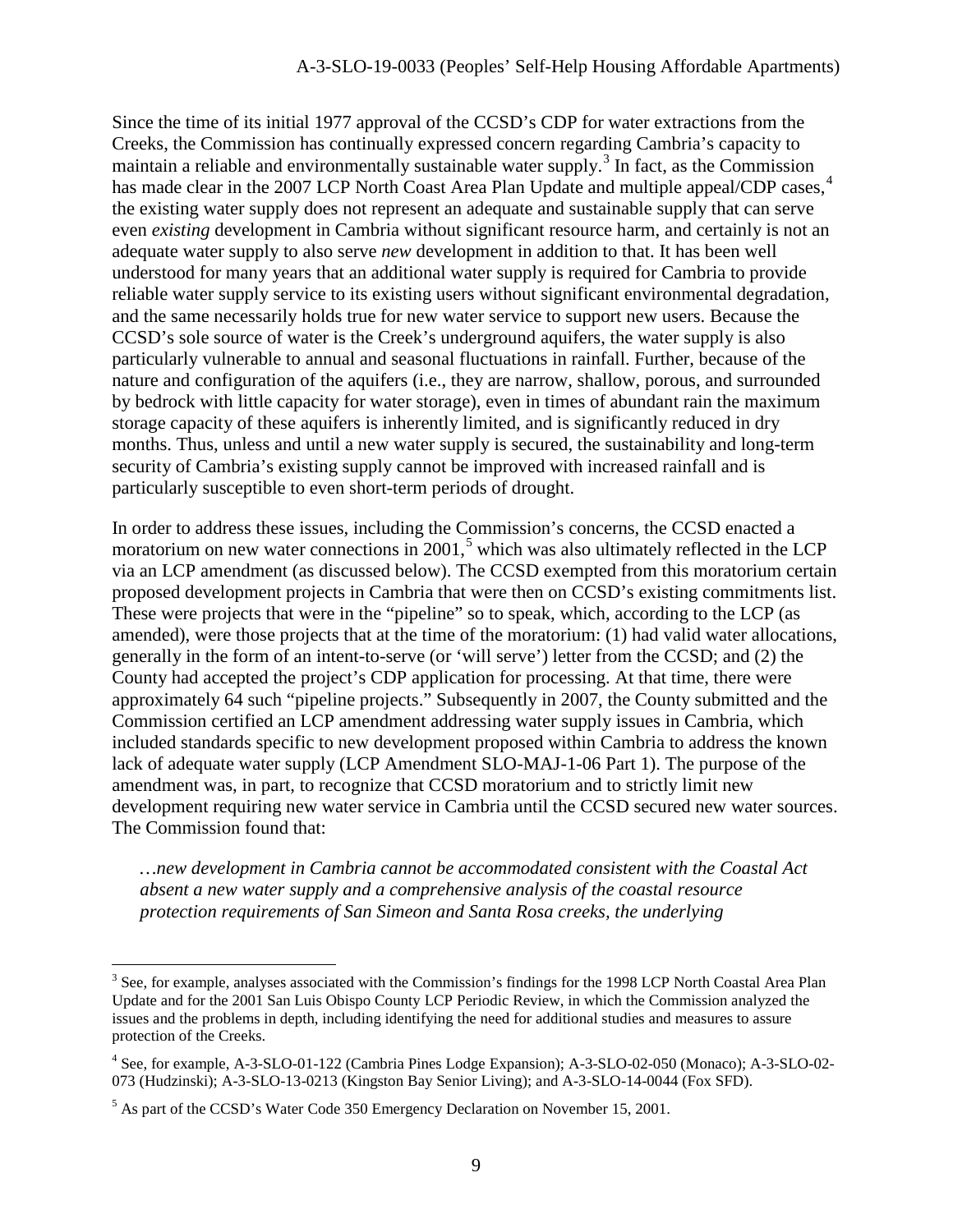Since the time of its initial 1977 approval of the CCSD's CDP for water extractions from the Creeks, the Commission has continually expressed concern regarding Cambria's capacity to maintain a reliable and environmentally sustainable water supply.[3] In fact, as the Commission has made clear in the 2007 LCP North Coast Area Plan Update and multiple appeal/CDP cases,[4] the existing water supply does not represent an adequate and sustainable supply that can serve even *existing* development in Cambria without significant resource harm, and certainly is not an adequate water supply to also serve *new* development in addition to that. It has been well understood for many years that an additional water supply is required for Cambria to provide reliable water supply service to its existing users without significant environmental degradation, and the same necessarily holds true for new water service to support new users. Because the CCSD's sole source of water is the Creek's underground aquifers, the water supply is also particularly vulnerable to annual and seasonal fluctuations in rainfall. Further, because of the nature and configuration of the aquifers (i.e., they are narrow, shallow, porous, and surrounded by bedrock with little capacity for water storage), even in times of abundant rain the maximum storage capacity of these aquifers is inherently limited, and is significantly reduced in dry months. Thus, unless and until a new water supply is secured, the sustainability and long-term security of Cambria's existing supply cannot be improved with increased rainfall and is particularly susceptible to even short-term periods of drought.

In order to address these issues, including the Commission's concerns, the CCSD enacted a moratorium on new water connections in 2001,[5] which was also ultimately reflected in the LCP via an LCP amendment (as discussed below). The CCSD exempted from this moratorium certain proposed development projects in Cambria that were then on CCSD's existing commitments list. These were projects that were in the "pipeline" so to speak, which, according to the LCP (as amended), were those projects that at the time of the moratorium: (1) had valid water allocations, generally in the form of an intent-to-serve (or 'will serve') letter from the CCSD; and (2) the County had accepted the project's CDP application for processing. At that time, there were approximately 64 such "pipeline projects." Subsequently in 2007, the County submitted and the Commission certified an LCP amendment addressing water supply issues in Cambria, which included standards specific to new development proposed within Cambria to address the known lack of adequate water supply (LCP Amendment SLO-MAJ-1-06 Part 1). The purpose of the amendment was, in part, to recognize that CCSD moratorium and to strictly limit new development requiring new water service in Cambria until the CCSD secured new water sources. The Commission found that:

> *…new development in Cambria cannot be accommodated consistent with the Coastal Act absent a new water supply and a comprehensive analysis of the coastal resource protection requirements of San Simeon and Santa Rosa creeks, the underlying*

---

[3] See, for example, analyses associated with the Commission's findings for the 1998 LCP North Coastal Area Plan Update and for the 2001 San Luis Obispo County LCP Periodic Review, in which the Commission analyzed the issues and the problems in depth, including identifying the need for additional studies and measures to assure protection of the Creeks.

[4] See, for example, A-3-SLO-01-122 (Cambria Pines Lodge Expansion); A-3-SLO-02-050 (Monaco); A-3-SLO-02-073 (Hudzinski); A-3-SLO-13-0213 (Kingston Bay Senior Living); and A-3-SLO-14-0044 (Fox SFD).

[5] As part of the CCSD's Water Code 350 Emergency Declaration on November 15, 2001.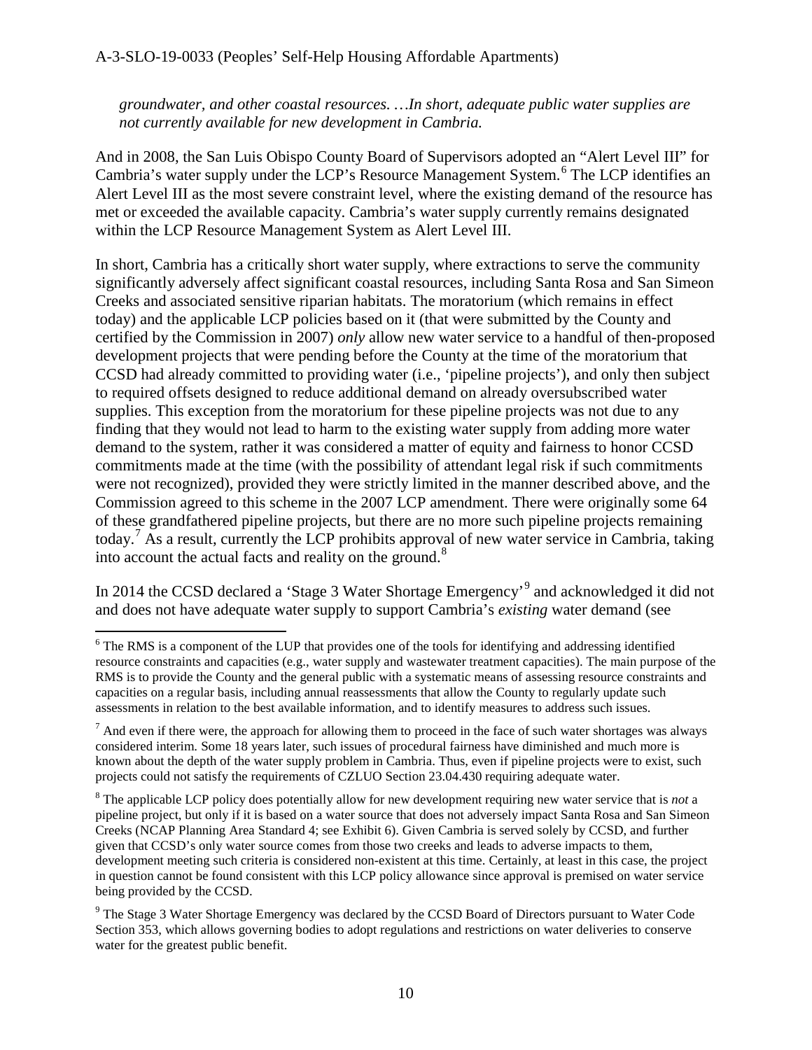*groundwater, and other coastal resources. …In short, adequate public water supplies are not currently available for new development in Cambria.*

And in 2008, the San Luis Obispo County Board of Supervisors adopted an "Alert Level III" for Cambria's water supply under the LCP's Resource Management System.[6] The LCP identifies an Alert Level III as the most severe constraint level, where the existing demand of the resource has met or exceeded the available capacity. Cambria's water supply currently remains designated within the LCP Resource Management System as Alert Level III.

In short, Cambria has a critically short water supply, where extractions to serve the community significantly adversely affect significant coastal resources, including Santa Rosa and San Simeon Creeks and associated sensitive riparian habitats. The moratorium (which remains in effect today) and the applicable LCP policies based on it (that were submitted by the County and certified by the Commission in 2007) *only* allow new water service to a handful of then-proposed development projects that were pending before the County at the time of the moratorium that CCSD had already committed to providing water (i.e., 'pipeline projects'), and only then subject to required offsets designed to reduce additional demand on already oversubscribed water supplies. This exception from the moratorium for these pipeline projects was not due to any finding that they would not lead to harm to the existing water supply from adding more water demand to the system, rather it was considered a matter of equity and fairness to honor CCSD commitments made at the time (with the possibility of attendant legal risk if such commitments were not recognized), provided they were strictly limited in the manner described above, and the Commission agreed to this scheme in the 2007 LCP amendment. There were originally some 64 of these grandfathered pipeline projects, but there are no more such pipeline projects remaining today.[7] As a result, currently the LCP prohibits approval of new water service in Cambria, taking into account the actual facts and reality on the ground.[8]

In 2014 the CCSD declared a 'Stage 3 Water Shortage Emergency'[9] and acknowledged it did not and does not have adequate water supply to support Cambria's *existing* water demand (see

---

[6] The RMS is a component of the LUP that provides one of the tools for identifying and addressing identified resource constraints and capacities (e.g., water supply and wastewater treatment capacities). The main purpose of the RMS is to provide the County and the general public with a systematic means of assessing resource constraints and capacities on a regular basis, including annual reassessments that allow the County to regularly update such assessments in relation to the best available information, and to identify measures to address such issues.

[7] And even if there were, the approach for allowing them to proceed in the face of such water shortages was always considered interim. Some 18 years later, such issues of procedural fairness have diminished and much more is known about the depth of the water supply problem in Cambria. Thus, even if pipeline projects were to exist, such projects could not satisfy the requirements of CZLUO Section 23.04.430 requiring adequate water.

[8] The applicable LCP policy does potentially allow for new development requiring new water service that is *not* a pipeline project, but only if it is based on a water source that does not adversely impact Santa Rosa and San Simeon Creeks (NCAP Planning Area Standard 4; see Exhibit 6). Given Cambria is served solely by CCSD, and further given that CCSD's only water source comes from those two creeks and leads to adverse impacts to them, development meeting such criteria is considered non-existent at this time. Certainly, at least in this case, the project in question cannot be found consistent with this LCP policy allowance since approval is premised on water service being provided by the CCSD.

[9] The Stage 3 Water Shortage Emergency was declared by the CCSD Board of Directors pursuant to Water Code Section 353, which allows governing bodies to adopt regulations and restrictions on water deliveries to conserve water for the greatest public benefit.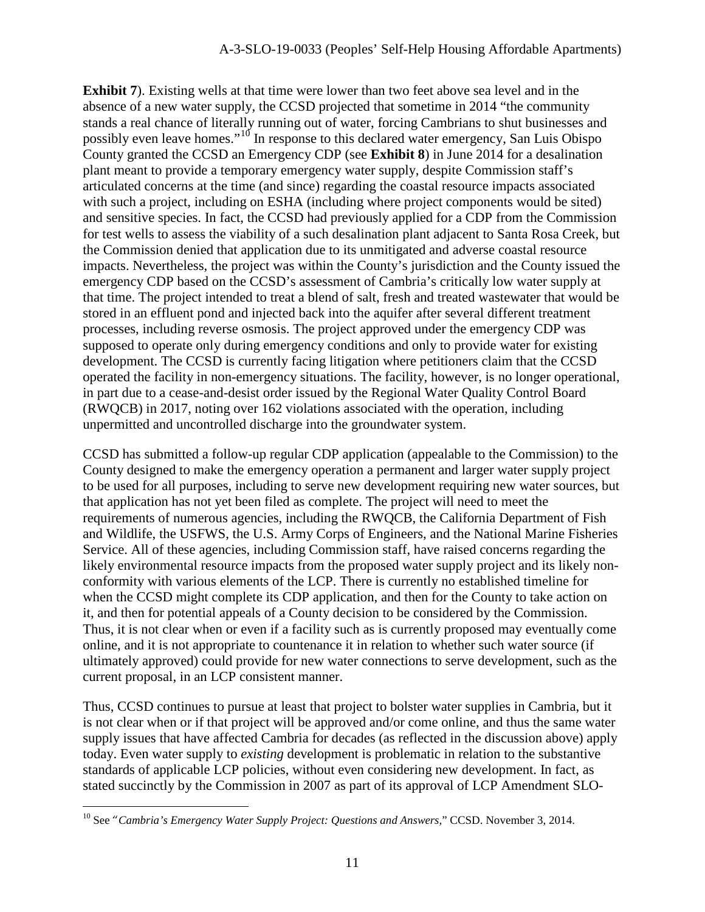**Exhibit 7**). Existing wells at that time were lower than two feet above sea level and in the absence of a new water supply, the CCSD projected that sometime in 2014 "the community stands a real chance of literally running out of water, forcing Cambrians to shut businesses and possibly even leave homes."[10] In response to this declared water emergency, San Luis Obispo County granted the CCSD an Emergency CDP (see **Exhibit 8**) in June 2014 for a desalination plant meant to provide a temporary emergency water supply, despite Commission staff's articulated concerns at the time (and since) regarding the coastal resource impacts associated with such a project, including on ESHA (including where project components would be sited) and sensitive species. In fact, the CCSD had previously applied for a CDP from the Commission for test wells to assess the viability of a such desalination plant adjacent to Santa Rosa Creek, but the Commission denied that application due to its unmitigated and adverse coastal resource impacts. Nevertheless, the project was within the County's jurisdiction and the County issued the emergency CDP based on the CCSD's assessment of Cambria's critically low water supply at that time. The project intended to treat a blend of salt, fresh and treated wastewater that would be stored in an effluent pond and injected back into the aquifer after several different treatment processes, including reverse osmosis. The project approved under the emergency CDP was supposed to operate only during emergency conditions and only to provide water for existing development. The CCSD is currently facing litigation where petitioners claim that the CCSD operated the facility in non-emergency situations. The facility, however, is no longer operational, in part due to a cease-and-desist order issued by the Regional Water Quality Control Board (RWQCB) in 2017, noting over 162 violations associated with the operation, including unpermitted and uncontrolled discharge into the groundwater system.

CCSD has submitted a follow-up regular CDP application (appealable to the Commission) to the County designed to make the emergency operation a permanent and larger water supply project to be used for all purposes, including to serve new development requiring new water sources, but that application has not yet been filed as complete. The project will need to meet the requirements of numerous agencies, including the RWQCB, the California Department of Fish and Wildlife, the USFWS, the U.S. Army Corps of Engineers, and the National Marine Fisheries Service. All of these agencies, including Commission staff, have raised concerns regarding the likely environmental resource impacts from the proposed water supply project and its likely non-conformity with various elements of the LCP. There is currently no established timeline for when the CCSD might complete its CDP application, and then for the County to take action on it, and then for potential appeals of a County decision to be considered by the Commission. Thus, it is not clear when or even if a facility such as is currently proposed may eventually come online, and it is not appropriate to countenance it in relation to whether such water source (if ultimately approved) could provide for new water connections to serve development, such as the current proposal, in an LCP consistent manner.

Thus, CCSD continues to pursue at least that project to bolster water supplies in Cambria, but it is not clear when or if that project will be approved and/or come online, and thus the same water supply issues that have affected Cambria for decades (as reflected in the discussion above) apply today. Even water supply to *existing* development is problematic in relation to the substantive standards of applicable LCP policies, without even considering new development. In fact, as stated succinctly by the Commission in 2007 as part of its approval of LCP Amendment SLO-

[10] See "*Cambria's Emergency Water Supply Project: Questions and Answers*," CCSD. November 3, 2014.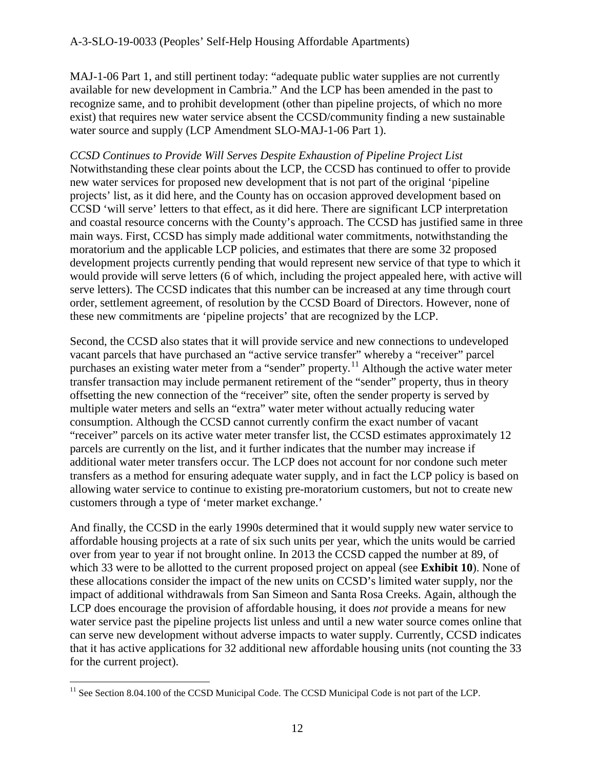MAJ-1-06 Part 1, and still pertinent today: "adequate public water supplies are not currently available for new development in Cambria." And the LCP has been amended in the past to recognize same, and to prohibit development (other than pipeline projects, of which no more exist) that requires new water service absent the CCSD/community finding a new sustainable water source and supply (LCP Amendment SLO-MAJ-1-06 Part 1).

*CCSD Continues to Provide Will Serves Despite Exhaustion of Pipeline Project List*
Notwithstanding these clear points about the LCP, the CCSD has continued to offer to provide new water services for proposed new development that is not part of the original 'pipeline projects' list, as it did here, and the County has on occasion approved development based on CCSD 'will serve' letters to that effect, as it did here. There are significant LCP interpretation and coastal resource concerns with the County's approach. The CCSD has justified same in three main ways. First, CCSD has simply made additional water commitments, notwithstanding the moratorium and the applicable LCP policies, and estimates that there are some 32 proposed development projects currently pending that would represent new service of that type to which it would provide will serve letters (6 of which, including the project appealed here, with active will serve letters). The CCSD indicates that this number can be increased at any time through court order, settlement agreement, of resolution by the CCSD Board of Directors. However, none of these new commitments are 'pipeline projects' that are recognized by the LCP.

Second, the CCSD also states that it will provide service and new connections to undeveloped vacant parcels that have purchased an "active service transfer" whereby a "receiver" parcel purchases an existing water meter from a "sender" property.[11] Although the active water meter transfer transaction may include permanent retirement of the "sender" property, thus in theory offsetting the new connection of the "receiver" site, often the sender property is served by multiple water meters and sells an "extra" water meter without actually reducing water consumption. Although the CCSD cannot currently confirm the exact number of vacant "receiver" parcels on its active water meter transfer list, the CCSD estimates approximately 12 parcels are currently on the list, and it further indicates that the number may increase if additional water meter transfers occur. The LCP does not account for nor condone such meter transfers as a method for ensuring adequate water supply, and in fact the LCP policy is based on allowing water service to continue to existing pre-moratorium customers, but not to create new customers through a type of 'meter market exchange.'

And finally, the CCSD in the early 1990s determined that it would supply new water service to affordable housing projects at a rate of six such units per year, which the units would be carried over from year to year if not brought online. In 2013 the CCSD capped the number at 89, of which 33 were to be allotted to the current proposed project on appeal (see **Exhibit 10**). None of these allocations consider the impact of the new units on CCSD's limited water supply, nor the impact of additional withdrawals from San Simeon and Santa Rosa Creeks. Again, although the LCP does encourage the provision of affordable housing, it does *not* provide a means for new water service past the pipeline projects list unless and until a new water source comes online that can serve new development without adverse impacts to water supply. Currently, CCSD indicates that it has active applications for 32 additional new affordable housing units (not counting the 33 for the current project).

---

[11] See Section 8.04.100 of the CCSD Municipal Code. The CCSD Municipal Code is not part of the LCP.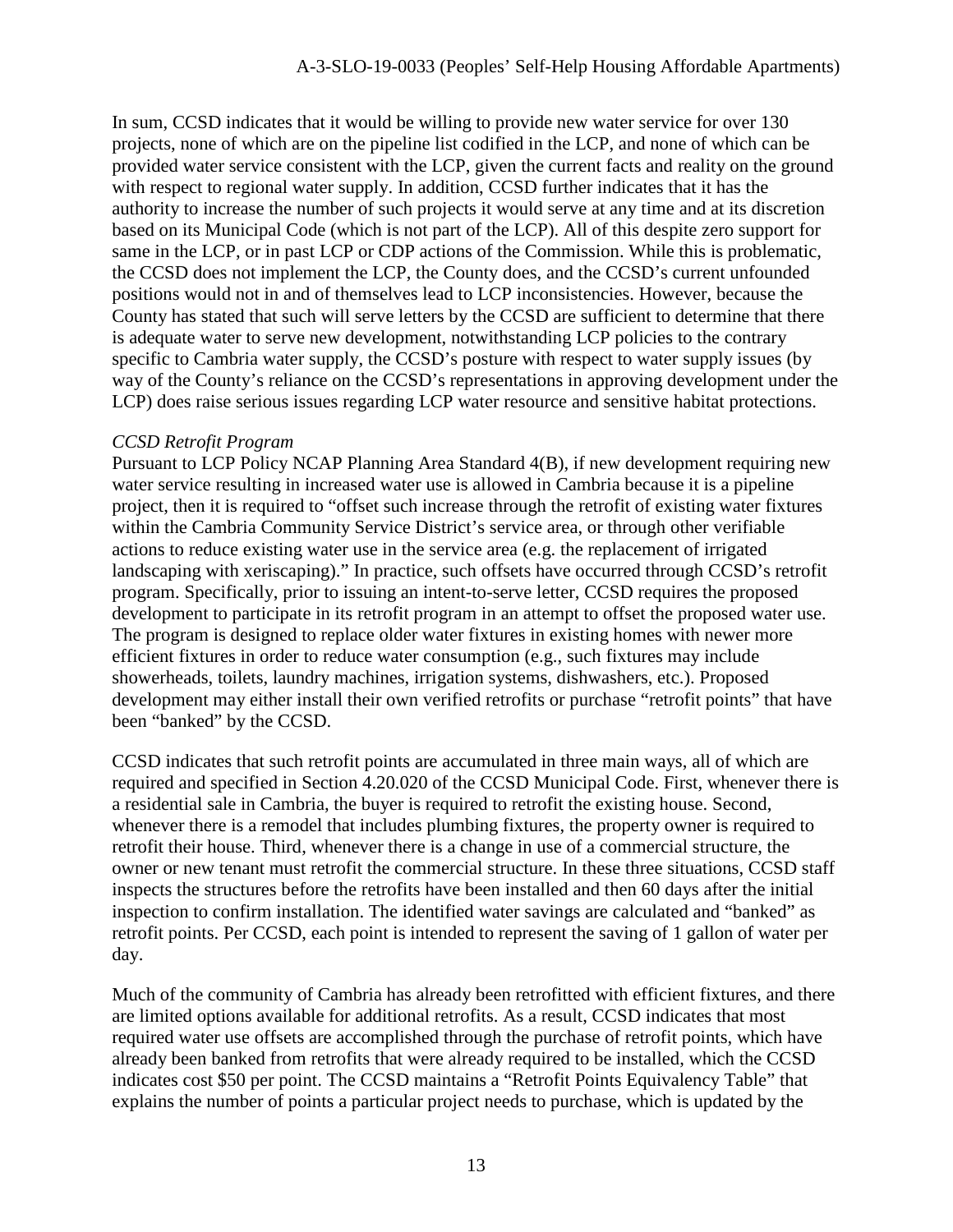In sum, CCSD indicates that it would be willing to provide new water service for over 130 projects, none of which are on the pipeline list codified in the LCP, and none of which can be provided water service consistent with the LCP, given the current facts and reality on the ground with respect to regional water supply. In addition, CCSD further indicates that it has the authority to increase the number of such projects it would serve at any time and at its discretion based on its Municipal Code (which is not part of the LCP). All of this despite zero support for same in the LCP, or in past LCP or CDP actions of the Commission. While this is problematic, the CCSD does not implement the LCP, the County does, and the CCSD's current unfounded positions would not in and of themselves lead to LCP inconsistencies. However, because the County has stated that such will serve letters by the CCSD are sufficient to determine that there is adequate water to serve new development, notwithstanding LCP policies to the contrary specific to Cambria water supply, the CCSD's posture with respect to water supply issues (by way of the County's reliance on the CCSD's representations in approving development under the LCP) does raise serious issues regarding LCP water resource and sensitive habitat protections.

*CCSD Retrofit Program*

Pursuant to LCP Policy NCAP Planning Area Standard 4(B), if new development requiring new water service resulting in increased water use is allowed in Cambria because it is a pipeline project, then it is required to "offset such increase through the retrofit of existing water fixtures within the Cambria Community Service District's service area, or through other verifiable actions to reduce existing water use in the service area (e.g. the replacement of irrigated landscaping with xeriscaping)." In practice, such offsets have occurred through CCSD's retrofit program. Specifically, prior to issuing an intent-to-serve letter, CCSD requires the proposed development to participate in its retrofit program in an attempt to offset the proposed water use. The program is designed to replace older water fixtures in existing homes with newer more efficient fixtures in order to reduce water consumption (e.g., such fixtures may include showerheads, toilets, laundry machines, irrigation systems, dishwashers, etc.). Proposed development may either install their own verified retrofits or purchase "retrofit points" that have been "banked" by the CCSD.

CCSD indicates that such retrofit points are accumulated in three main ways, all of which are required and specified in Section 4.20.020 of the CCSD Municipal Code. First, whenever there is a residential sale in Cambria, the buyer is required to retrofit the existing house. Second, whenever there is a remodel that includes plumbing fixtures, the property owner is required to retrofit their house. Third, whenever there is a change in use of a commercial structure, the owner or new tenant must retrofit the commercial structure. In these three situations, CCSD staff inspects the structures before the retrofits have been installed and then 60 days after the initial inspection to confirm installation. The identified water savings are calculated and "banked" as retrofit points. Per CCSD, each point is intended to represent the saving of 1 gallon of water per day.

Much of the community of Cambria has already been retrofitted with efficient fixtures, and there are limited options available for additional retrofits. As a result, CCSD indicates that most required water use offsets are accomplished through the purchase of retrofit points, which have already been banked from retrofits that were already required to be installed, which the CCSD indicates cost $50 per point. The CCSD maintains a "Retrofit Points Equivalency Table" that explains the number of points a particular project needs to purchase, which is updated by the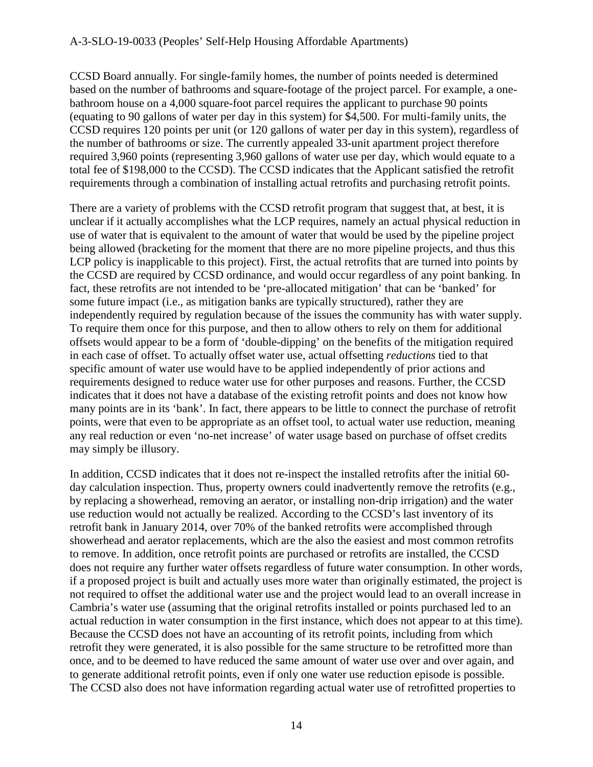CCSD Board annually. For single-family homes, the number of points needed is determined based on the number of bathrooms and square-footage of the project parcel. For example, a one-bathroom house on a 4,000 square-foot parcel requires the applicant to purchase 90 points (equating to 90 gallons of water per day in this system) for $4,500. For multi-family units, the CCSD requires 120 points per unit (or 120 gallons of water per day in this system), regardless of the number of bathrooms or size. The currently appealed 33-unit apartment project therefore required 3,960 points (representing 3,960 gallons of water use per day, which would equate to a total fee of $198,000 to the CCSD). The CCSD indicates that the Applicant satisfied the retrofit requirements through a combination of installing actual retrofits and purchasing retrofit points.

There are a variety of problems with the CCSD retrofit program that suggest that, at best, it is unclear if it actually accomplishes what the LCP requires, namely an actual physical reduction in use of water that is equivalent to the amount of water that would be used by the pipeline project being allowed (bracketing for the moment that there are no more pipeline projects, and thus this LCP policy is inapplicable to this project). First, the actual retrofits that are turned into points by the CCSD are required by CCSD ordinance, and would occur regardless of any point banking. In fact, these retrofits are not intended to be 'pre-allocated mitigation' that can be 'banked' for some future impact (i.e., as mitigation banks are typically structured), rather they are independently required by regulation because of the issues the community has with water supply. To require them once for this purpose, and then to allow others to rely on them for additional offsets would appear to be a form of 'double-dipping' on the benefits of the mitigation required in each case of offset. To actually offset water use, actual offsetting *reductions* tied to that specific amount of water use would have to be applied independently of prior actions and requirements designed to reduce water use for other purposes and reasons. Further, the CCSD indicates that it does not have a database of the existing retrofit points and does not know how many points are in its 'bank'. In fact, there appears to be little to connect the purchase of retrofit points, were that even to be appropriate as an offset tool, to actual water use reduction, meaning any real reduction or even 'no-net increase' of water usage based on purchase of offset credits may simply be illusory.

In addition, CCSD indicates that it does not re-inspect the installed retrofits after the initial 60-day calculation inspection. Thus, property owners could inadvertently remove the retrofits (e.g., by replacing a showerhead, removing an aerator, or installing non-drip irrigation) and the water use reduction would not actually be realized. According to the CCSD's last inventory of its retrofit bank in January 2014, over 70% of the banked retrofits were accomplished through showerhead and aerator replacements, which are the also the easiest and most common retrofits to remove. In addition, once retrofit points are purchased or retrofits are installed, the CCSD does not require any further water offsets regardless of future water consumption. In other words, if a proposed project is built and actually uses more water than originally estimated, the project is not required to offset the additional water use and the project would lead to an overall increase in Cambria's water use (assuming that the original retrofits installed or points purchased led to an actual reduction in water consumption in the first instance, which does not appear to at this time). Because the CCSD does not have an accounting of its retrofit points, including from which retrofit they were generated, it is also possible for the same structure to be retrofitted more than once, and to be deemed to have reduced the same amount of water use over and over again, and to generate additional retrofit points, even if only one water use reduction episode is possible. The CCSD also does not have information regarding actual water use of retrofitted properties to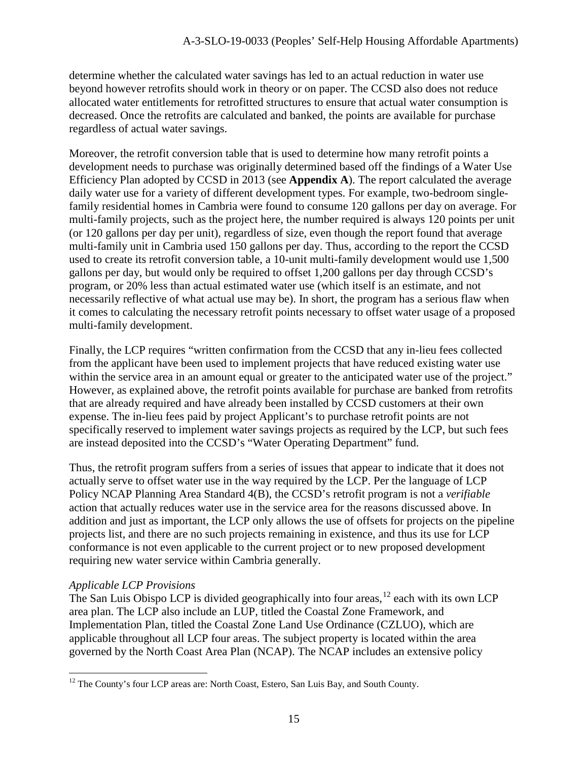determine whether the calculated water savings has led to an actual reduction in water use beyond however retrofits should work in theory or on paper. The CCSD also does not reduce allocated water entitlements for retrofitted structures to ensure that actual water consumption is decreased. Once the retrofits are calculated and banked, the points are available for purchase regardless of actual water savings.

Moreover, the retrofit conversion table that is used to determine how many retrofit points a development needs to purchase was originally determined based off the findings of a Water Use Efficiency Plan adopted by CCSD in 2013 (see **Appendix A**). The report calculated the average daily water use for a variety of different development types. For example, two-bedroom single-family residential homes in Cambria were found to consume 120 gallons per day on average. For multi-family projects, such as the project here, the number required is always 120 points per unit (or 120 gallons per day per unit), regardless of size, even though the report found that average multi-family unit in Cambria used 150 gallons per day. Thus, according to the report the CCSD used to create its retrofit conversion table, a 10-unit multi-family development would use 1,500 gallons per day, but would only be required to offset 1,200 gallons per day through CCSD's program, or 20% less than actual estimated water use (which itself is an estimate, and not necessarily reflective of what actual use may be). In short, the program has a serious flaw when it comes to calculating the necessary retrofit points necessary to offset water usage of a proposed multi-family development.

Finally, the LCP requires "written confirmation from the CCSD that any in-lieu fees collected from the applicant have been used to implement projects that have reduced existing water use within the service area in an amount equal or greater to the anticipated water use of the project." However, as explained above, the retrofit points available for purchase are banked from retrofits that are already required and have already been installed by CCSD customers at their own expense. The in-lieu fees paid by project Applicant's to purchase retrofit points are not specifically reserved to implement water savings projects as required by the LCP, but such fees are instead deposited into the CCSD's "Water Operating Department" fund.

Thus, the retrofit program suffers from a series of issues that appear to indicate that it does not actually serve to offset water use in the way required by the LCP. Per the language of LCP Policy NCAP Planning Area Standard 4(B), the CCSD's retrofit program is not a *verifiable* action that actually reduces water use in the service area for the reasons discussed above. In addition and just as important, the LCP only allows the use of offsets for projects on the pipeline projects list, and there are no such projects remaining in existence, and thus its use for LCP conformance is not even applicable to the current project or to new proposed development requiring new water service within Cambria generally.

*Applicable LCP Provisions*

The San Luis Obispo LCP is divided geographically into four areas,[12] each with its own LCP area plan. The LCP also include an LUP, titled the Coastal Zone Framework, and Implementation Plan, titled the Coastal Zone Land Use Ordinance (CZLUO), which are applicable throughout all LCP four areas. The subject property is located within the area governed by the North Coast Area Plan (NCAP). The NCAP includes an extensive policy

[12] The County's four LCP areas are: North Coast, Estero, San Luis Bay, and South County.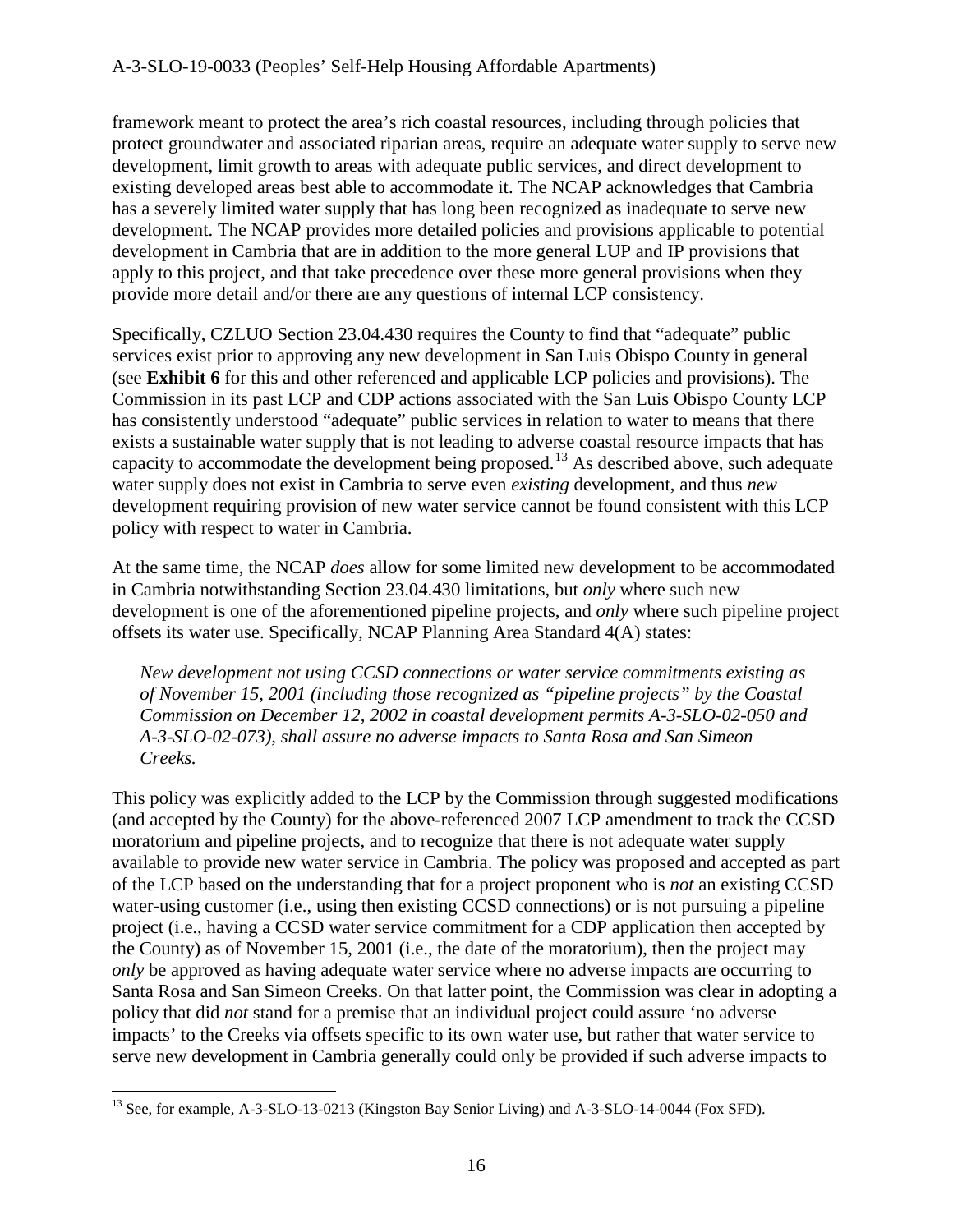framework meant to protect the area's rich coastal resources, including through policies that protect groundwater and associated riparian areas, require an adequate water supply to serve new development, limit growth to areas with adequate public services, and direct development to existing developed areas best able to accommodate it. The NCAP acknowledges that Cambria has a severely limited water supply that has long been recognized as inadequate to serve new development. The NCAP provides more detailed policies and provisions applicable to potential development in Cambria that are in addition to the more general LUP and IP provisions that apply to this project, and that take precedence over these more general provisions when they provide more detail and/or there are any questions of internal LCP consistency.

Specifically, CZLUO Section 23.04.430 requires the County to find that "adequate" public services exist prior to approving any new development in San Luis Obispo County in general (see **Exhibit 6** for this and other referenced and applicable LCP policies and provisions). The Commission in its past LCP and CDP actions associated with the San Luis Obispo County LCP has consistently understood "adequate" public services in relation to water to means that there exists a sustainable water supply that is not leading to adverse coastal resource impacts that has capacity to accommodate the development being proposed.[13] As described above, such adequate water supply does not exist in Cambria to serve even *existing* development, and thus *new* development requiring provision of new water service cannot be found consistent with this LCP policy with respect to water in Cambria.

At the same time, the NCAP *does* allow for some limited new development to be accommodated in Cambria notwithstanding Section 23.04.430 limitations, but *only* where such new development is one of the aforementioned pipeline projects, and *only* where such pipeline project offsets its water use. Specifically, NCAP Planning Area Standard 4(A) states:

> *New development not using CCSD connections or water service commitments existing as of November 15, 2001 (including those recognized as "pipeline projects" by the Coastal Commission on December 12, 2002 in coastal development permits A-3-SLO-02-050 and A-3-SLO-02-073), shall assure no adverse impacts to Santa Rosa and San Simeon Creeks.*

This policy was explicitly added to the LCP by the Commission through suggested modifications (and accepted by the County) for the above-referenced 2007 LCP amendment to track the CCSD moratorium and pipeline projects, and to recognize that there is not adequate water supply available to provide new water service in Cambria. The policy was proposed and accepted as part of the LCP based on the understanding that for a project proponent who is *not* an existing CCSD water-using customer (i.e., using then existing CCSD connections) or is not pursuing a pipeline project (i.e., having a CCSD water service commitment for a CDP application then accepted by the County) as of November 15, 2001 (i.e., the date of the moratorium), then the project may *only* be approved as having adequate water service where no adverse impacts are occurring to Santa Rosa and San Simeon Creeks. On that latter point, the Commission was clear in adopting a policy that did *not* stand for a premise that an individual project could assure 'no adverse impacts' to the Creeks via offsets specific to its own water use, but rather that water service to serve new development in Cambria generally could only be provided if such adverse impacts to

---

[13] See, for example, A-3-SLO-13-0213 (Kingston Bay Senior Living) and A-3-SLO-14-0044 (Fox SFD).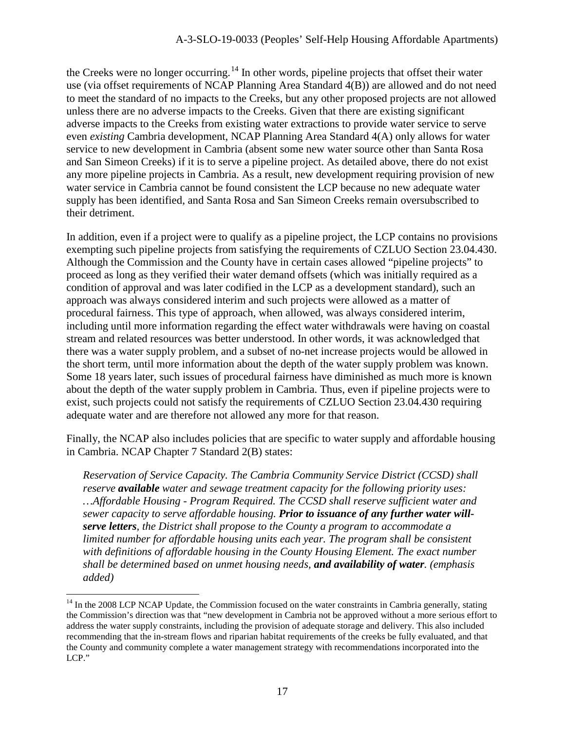the Creeks were no longer occurring.[14] In other words, pipeline projects that offset their water use (via offset requirements of NCAP Planning Area Standard 4(B)) are allowed and do not need to meet the standard of no impacts to the Creeks, but any other proposed projects are not allowed unless there are no adverse impacts to the Creeks. Given that there are existing significant adverse impacts to the Creeks from existing water extractions to provide water service to serve even *existing* Cambria development, NCAP Planning Area Standard 4(A) only allows for water service to new development in Cambria (absent some new water source other than Santa Rosa and San Simeon Creeks) if it is to serve a pipeline project. As detailed above, there do not exist any more pipeline projects in Cambria. As a result, new development requiring provision of new water service in Cambria cannot be found consistent the LCP because no new adequate water supply has been identified, and Santa Rosa and San Simeon Creeks remain oversubscribed to their detriment.

In addition, even if a project were to qualify as a pipeline project, the LCP contains no provisions exempting such pipeline projects from satisfying the requirements of CZLUO Section 23.04.430. Although the Commission and the County have in certain cases allowed "pipeline projects" to proceed as long as they verified their water demand offsets (which was initially required as a condition of approval and was later codified in the LCP as a development standard), such an approach was always considered interim and such projects were allowed as a matter of procedural fairness. This type of approach, when allowed, was always considered interim, including until more information regarding the effect water withdrawals were having on coastal stream and related resources was better understood. In other words, it was acknowledged that there was a water supply problem, and a subset of no-net increase projects would be allowed in the short term, until more information about the depth of the water supply problem was known. Some 18 years later, such issues of procedural fairness have diminished as much more is known about the depth of the water supply problem in Cambria. Thus, even if pipeline projects were to exist, such projects could not satisfy the requirements of CZLUO Section 23.04.430 requiring adequate water and are therefore not allowed any more for that reason.

Finally, the NCAP also includes policies that are specific to water supply and affordable housing in Cambria. NCAP Chapter 7 Standard 2(B) states:

> *Reservation of Service Capacity. The Cambria Community Service District (CCSD) shall reserve **available** water and sewage treatment capacity for the following priority uses: …Affordable Housing - Program Required. The CCSD shall reserve sufficient water and sewer capacity to serve affordable housing. **Prior to issuance of any further water will-serve letters**, the District shall propose to the County a program to accommodate a limited number for affordable housing units each year. The program shall be consistent with definitions of affordable housing in the County Housing Element. The exact number shall be determined based on unmet housing needs, **and availability of water**. (emphasis added)*

---

[14] In the 2008 LCP NCAP Update, the Commission focused on the water constraints in Cambria generally, stating the Commission's direction was that "new development in Cambria not be approved without a more serious effort to address the water supply constraints, including the provision of adequate storage and delivery. This also included recommending that the in-stream flows and riparian habitat requirements of the creeks be fully evaluated, and that the County and community complete a water management strategy with recommendations incorporated into the LCP."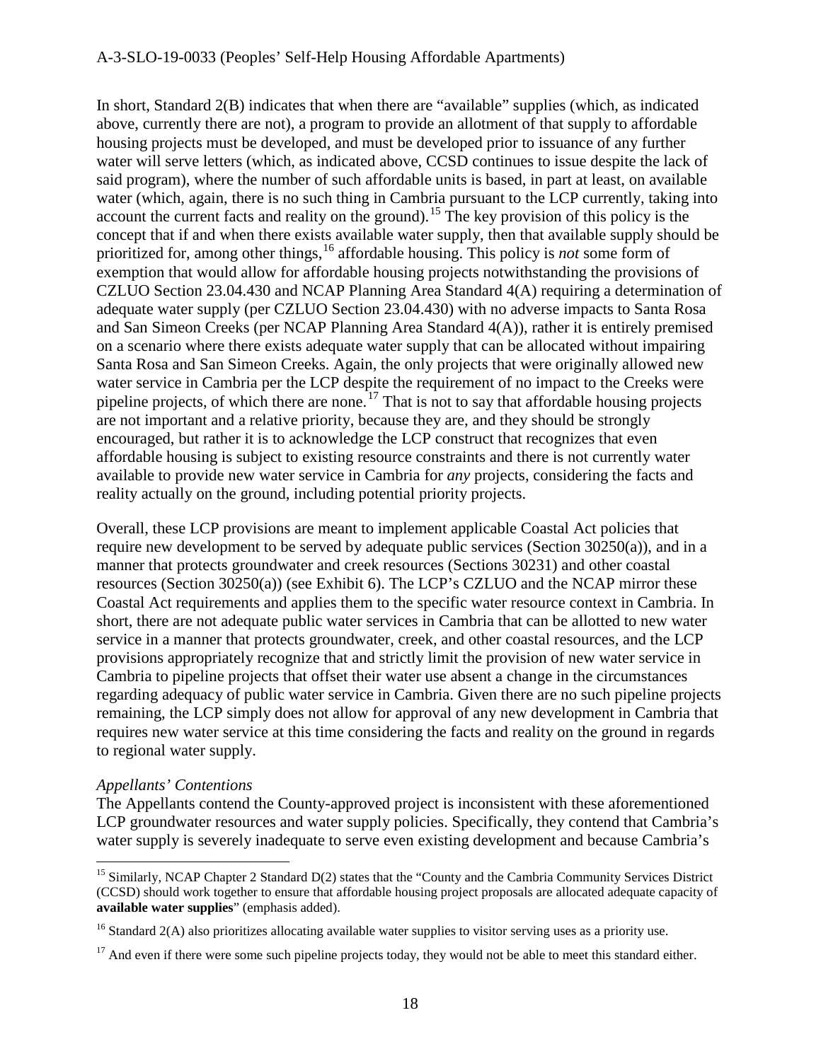In short, Standard 2(B) indicates that when there are "available" supplies (which, as indicated above, currently there are not), a program to provide an allotment of that supply to affordable housing projects must be developed, and must be developed prior to issuance of any further water will serve letters (which, as indicated above, CCSD continues to issue despite the lack of said program), where the number of such affordable units is based, in part at least, on available water (which, again, there is no such thing in Cambria pursuant to the LCP currently, taking into account the current facts and reality on the ground).[15] The key provision of this policy is the concept that if and when there exists available water supply, then that available supply should be prioritized for, among other things,[16] affordable housing. This policy is *not* some form of exemption that would allow for affordable housing projects notwithstanding the provisions of CZLUO Section 23.04.430 and NCAP Planning Area Standard 4(A) requiring a determination of adequate water supply (per CZLUO Section 23.04.430) with no adverse impacts to Santa Rosa and San Simeon Creeks (per NCAP Planning Area Standard 4(A)), rather it is entirely premised on a scenario where there exists adequate water supply that can be allocated without impairing Santa Rosa and San Simeon Creeks. Again, the only projects that were originally allowed new water service in Cambria per the LCP despite the requirement of no impact to the Creeks were pipeline projects, of which there are none.[17] That is not to say that affordable housing projects are not important and a relative priority, because they are, and they should be strongly encouraged, but rather it is to acknowledge the LCP construct that recognizes that even affordable housing is subject to existing resource constraints and there is not currently water available to provide new water service in Cambria for *any* projects, considering the facts and reality actually on the ground, including potential priority projects.

Overall, these LCP provisions are meant to implement applicable Coastal Act policies that require new development to be served by adequate public services (Section 30250(a)), and in a manner that protects groundwater and creek resources (Sections 30231) and other coastal resources (Section 30250(a)) (see Exhibit 6). The LCP's CZLUO and the NCAP mirror these Coastal Act requirements and applies them to the specific water resource context in Cambria. In short, there are not adequate public water services in Cambria that can be allotted to new water service in a manner that protects groundwater, creek, and other coastal resources, and the LCP provisions appropriately recognize that and strictly limit the provision of new water service in Cambria to pipeline projects that offset their water use absent a change in the circumstances regarding adequacy of public water service in Cambria. Given there are no such pipeline projects remaining, the LCP simply does not allow for approval of any new development in Cambria that requires new water service at this time considering the facts and reality on the ground in regards to regional water supply.

*Appellants' Contentions*

The Appellants contend the County-approved project is inconsistent with these aforementioned LCP groundwater resources and water supply policies. Specifically, they contend that Cambria's water supply is severely inadequate to serve even existing development and because Cambria's

---

[15] Similarly, NCAP Chapter 2 Standard D(2) states that the "County and the Cambria Community Services District (CCSD) should work together to ensure that affordable housing project proposals are allocated adequate capacity of **available water supplies**" (emphasis added).

[16] Standard 2(A) also prioritizes allocating available water supplies to visitor serving uses as a priority use.

[17] And even if there were some such pipeline projects today, they would not be able to meet this standard either.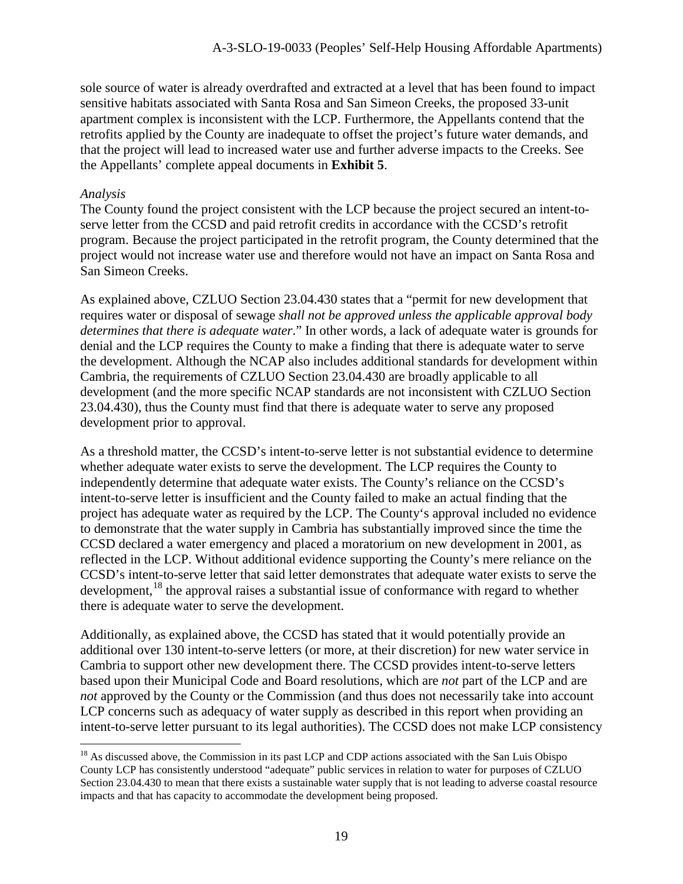sole source of water is already overdrafted and extracted at a level that has been found to impact sensitive habitats associated with Santa Rosa and San Simeon Creeks, the proposed 33-unit apartment complex is inconsistent with the LCP. Furthermore, the Appellants contend that the retrofits applied by the County are inadequate to offset the project's future water demands, and that the project will lead to increased water use and further adverse impacts to the Creeks. See the Appellants' complete appeal documents in **Exhibit 5**.

*Analysis*

The County found the project consistent with the LCP because the project secured an intent-to-serve letter from the CCSD and paid retrofit credits in accordance with the CCSD's retrofit program. Because the project participated in the retrofit program, the County determined that the project would not increase water use and therefore would not have an impact on Santa Rosa and San Simeon Creeks.

As explained above, CZLUO Section 23.04.430 states that a "permit for new development that requires water or disposal of sewage *shall not be approved unless the applicable approval body determines that there is adequate water*." In other words, a lack of adequate water is grounds for denial and the LCP requires the County to make a finding that there is adequate water to serve the development. Although the NCAP also includes additional standards for development within Cambria, the requirements of CZLUO Section 23.04.430 are broadly applicable to all development (and the more specific NCAP standards are not inconsistent with CZLUO Section 23.04.430), thus the County must find that there is adequate water to serve any proposed development prior to approval.

As a threshold matter, the CCSD's intent-to-serve letter is not substantial evidence to determine whether adequate water exists to serve the development. The LCP requires the County to independently determine that adequate water exists. The County's reliance on the CCSD's intent-to-serve letter is insufficient and the County failed to make an actual finding that the project has adequate water as required by the LCP. The County's approval included no evidence to demonstrate that the water supply in Cambria has substantially improved since the time the CCSD declared a water emergency and placed a moratorium on new development in 2001, as reflected in the LCP. Without additional evidence supporting the County's mere reliance on the CCSD's intent-to-serve letter that said letter demonstrates that adequate water exists to serve the development,[18] the approval raises a substantial issue of conformance with regard to whether there is adequate water to serve the development.

Additionally, as explained above, the CCSD has stated that it would potentially provide an additional over 130 intent-to-serve letters (or more, at their discretion) for new water service in Cambria to support other new development there. The CCSD provides intent-to-serve letters based upon their Municipal Code and Board resolutions, which are *not* part of the LCP and are *not* approved by the County or the Commission (and thus does not necessarily take into account LCP concerns such as adequacy of water supply as described in this report when providing an intent-to-serve letter pursuant to its legal authorities). The CCSD does not make LCP consistency

[18] As discussed above, the Commission in its past LCP and CDP actions associated with the San Luis Obispo County LCP has consistently understood "adequate" public services in relation to water for purposes of CZLUO Section 23.04.430 to mean that there exists a sustainable water supply that is not leading to adverse coastal resource impacts and that has capacity to accommodate the development being proposed.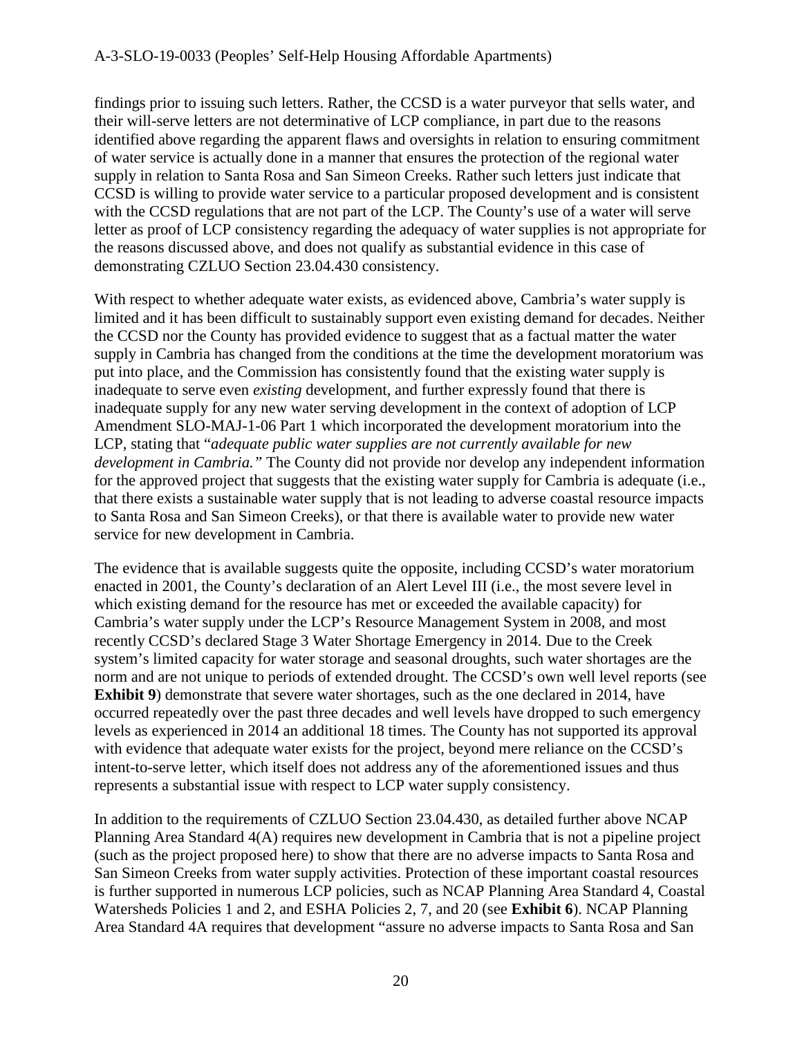findings prior to issuing such letters. Rather, the CCSD is a water purveyor that sells water, and their will-serve letters are not determinative of LCP compliance, in part due to the reasons identified above regarding the apparent flaws and oversights in relation to ensuring commitment of water service is actually done in a manner that ensures the protection of the regional water supply in relation to Santa Rosa and San Simeon Creeks. Rather such letters just indicate that CCSD is willing to provide water service to a particular proposed development and is consistent with the CCSD regulations that are not part of the LCP. The County's use of a water will serve letter as proof of LCP consistency regarding the adequacy of water supplies is not appropriate for the reasons discussed above, and does not qualify as substantial evidence in this case of demonstrating CZLUO Section 23.04.430 consistency.

With respect to whether adequate water exists, as evidenced above, Cambria's water supply is limited and it has been difficult to sustainably support even existing demand for decades. Neither the CCSD nor the County has provided evidence to suggest that as a factual matter the water supply in Cambria has changed from the conditions at the time the development moratorium was put into place, and the Commission has consistently found that the existing water supply is inadequate to serve even *existing* development, and further expressly found that there is inadequate supply for any new water serving development in the context of adoption of LCP Amendment SLO-MAJ-1-06 Part 1 which incorporated the development moratorium into the LCP, stating that "*adequate public water supplies are not currently available for new development in Cambria.*" The County did not provide nor develop any independent information for the approved project that suggests that the existing water supply for Cambria is adequate (i.e., that there exists a sustainable water supply that is not leading to adverse coastal resource impacts to Santa Rosa and San Simeon Creeks), or that there is available water to provide new water service for new development in Cambria.

The evidence that is available suggests quite the opposite, including CCSD's water moratorium enacted in 2001, the County's declaration of an Alert Level III (i.e., the most severe level in which existing demand for the resource has met or exceeded the available capacity) for Cambria's water supply under the LCP's Resource Management System in 2008, and most recently CCSD's declared Stage 3 Water Shortage Emergency in 2014. Due to the Creek system's limited capacity for water storage and seasonal droughts, such water shortages are the norm and are not unique to periods of extended drought. The CCSD's own well level reports (see **Exhibit 9**) demonstrate that severe water shortages, such as the one declared in 2014, have occurred repeatedly over the past three decades and well levels have dropped to such emergency levels as experienced in 2014 an additional 18 times. The County has not supported its approval with evidence that adequate water exists for the project, beyond mere reliance on the CCSD's intent-to-serve letter, which itself does not address any of the aforementioned issues and thus represents a substantial issue with respect to LCP water supply consistency.

In addition to the requirements of CZLUO Section 23.04.430, as detailed further above NCAP Planning Area Standard 4(A) requires new development in Cambria that is not a pipeline project (such as the project proposed here) to show that there are no adverse impacts to Santa Rosa and San Simeon Creeks from water supply activities. Protection of these important coastal resources is further supported in numerous LCP policies, such as NCAP Planning Area Standard 4, Coastal Watersheds Policies 1 and 2, and ESHA Policies 2, 7, and 20 (see **Exhibit 6**). NCAP Planning Area Standard 4A requires that development "assure no adverse impacts to Santa Rosa and San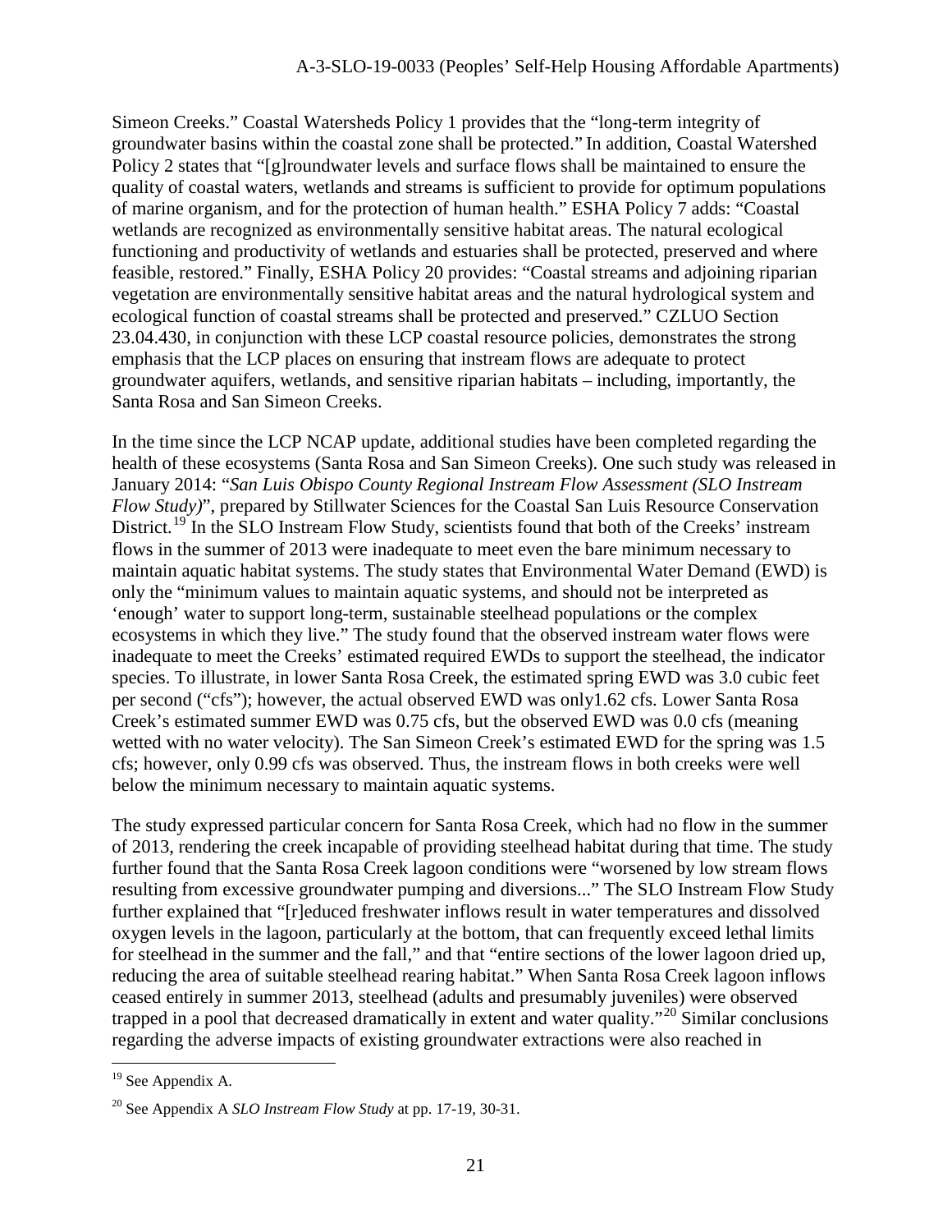Simeon Creeks." Coastal Watersheds Policy 1 provides that the "long-term integrity of groundwater basins within the coastal zone shall be protected." In addition, Coastal Watershed Policy 2 states that "[g]roundwater levels and surface flows shall be maintained to ensure the quality of coastal waters, wetlands and streams is sufficient to provide for optimum populations of marine organism, and for the protection of human health." ESHA Policy 7 adds: "Coastal wetlands are recognized as environmentally sensitive habitat areas. The natural ecological functioning and productivity of wetlands and estuaries shall be protected, preserved and where feasible, restored." Finally, ESHA Policy 20 provides: "Coastal streams and adjoining riparian vegetation are environmentally sensitive habitat areas and the natural hydrological system and ecological function of coastal streams shall be protected and preserved." CZLUO Section 23.04.430, in conjunction with these LCP coastal resource policies, demonstrates the strong emphasis that the LCP places on ensuring that instream flows are adequate to protect groundwater aquifers, wetlands, and sensitive riparian habitats – including, importantly, the Santa Rosa and San Simeon Creeks.

In the time since the LCP NCAP update, additional studies have been completed regarding the health of these ecosystems (Santa Rosa and San Simeon Creeks). One such study was released in January 2014: "*San Luis Obispo County Regional Instream Flow Assessment (SLO Instream Flow Study)*", prepared by Stillwater Sciences for the Coastal San Luis Resource Conservation District.[19] In the SLO Instream Flow Study, scientists found that both of the Creeks' instream flows in the summer of 2013 were inadequate to meet even the bare minimum necessary to maintain aquatic habitat systems. The study states that Environmental Water Demand (EWD) is only the "minimum values to maintain aquatic systems, and should not be interpreted as 'enough' water to support long-term, sustainable steelhead populations or the complex ecosystems in which they live." The study found that the observed instream water flows were inadequate to meet the Creeks' estimated required EWDs to support the steelhead, the indicator species. To illustrate, in lower Santa Rosa Creek, the estimated spring EWD was 3.0 cubic feet per second ("cfs"); however, the actual observed EWD was only1.62 cfs. Lower Santa Rosa Creek's estimated summer EWD was 0.75 cfs, but the observed EWD was 0.0 cfs (meaning wetted with no water velocity). The San Simeon Creek's estimated EWD for the spring was 1.5 cfs; however, only 0.99 cfs was observed. Thus, the instream flows in both creeks were well below the minimum necessary to maintain aquatic systems.

The study expressed particular concern for Santa Rosa Creek, which had no flow in the summer of 2013, rendering the creek incapable of providing steelhead habitat during that time. The study further found that the Santa Rosa Creek lagoon conditions were "worsened by low stream flows resulting from excessive groundwater pumping and diversions..." The SLO Instream Flow Study further explained that "[r]educed freshwater inflows result in water temperatures and dissolved oxygen levels in the lagoon, particularly at the bottom, that can frequently exceed lethal limits for steelhead in the summer and the fall," and that "entire sections of the lower lagoon dried up, reducing the area of suitable steelhead rearing habitat." When Santa Rosa Creek lagoon inflows ceased entirely in summer 2013, steelhead (adults and presumably juveniles) were observed trapped in a pool that decreased dramatically in extent and water quality."[20] Similar conclusions regarding the adverse impacts of existing groundwater extractions were also reached in

[19] See Appendix A.

[20] See Appendix A *SLO Instream Flow Study* at pp. 17-19, 30-31.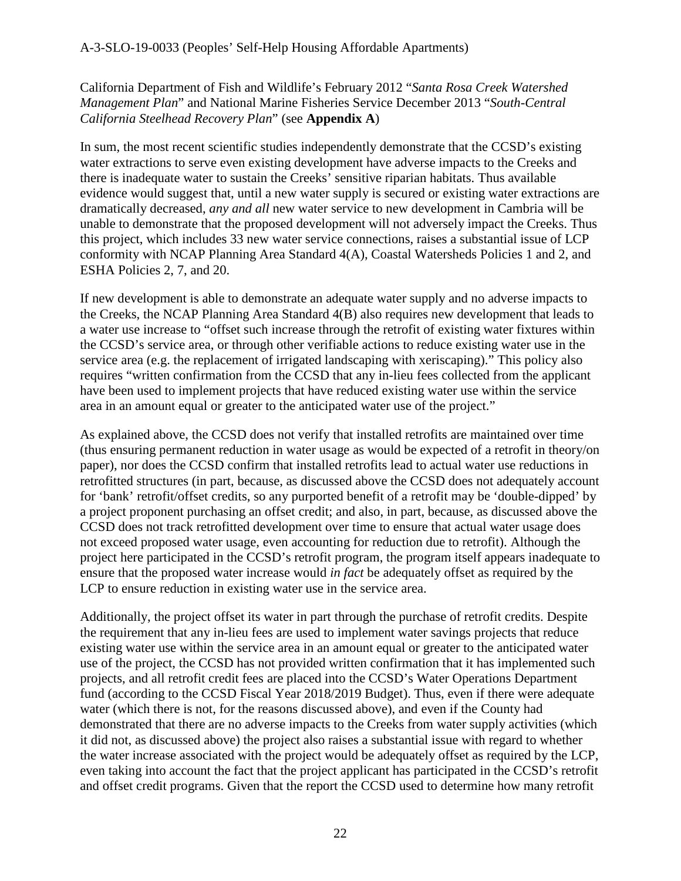California Department of Fish and Wildlife's February 2012 "*Santa Rosa Creek Watershed Management Plan*" and National Marine Fisheries Service December 2013 "*South-Central California Steelhead Recovery Plan*" (see **Appendix A**)

In sum, the most recent scientific studies independently demonstrate that the CCSD's existing water extractions to serve even existing development have adverse impacts to the Creeks and there is inadequate water to sustain the Creeks' sensitive riparian habitats. Thus available evidence would suggest that, until a new water supply is secured or existing water extractions are dramatically decreased, *any and all* new water service to new development in Cambria will be unable to demonstrate that the proposed development will not adversely impact the Creeks. Thus this project, which includes 33 new water service connections, raises a substantial issue of LCP conformity with NCAP Planning Area Standard 4(A), Coastal Watersheds Policies 1 and 2, and ESHA Policies 2, 7, and 20.

If new development is able to demonstrate an adequate water supply and no adverse impacts to the Creeks, the NCAP Planning Area Standard 4(B) also requires new development that leads to a water use increase to "offset such increase through the retrofit of existing water fixtures within the CCSD's service area, or through other verifiable actions to reduce existing water use in the service area (e.g. the replacement of irrigated landscaping with xeriscaping)." This policy also requires "written confirmation from the CCSD that any in-lieu fees collected from the applicant have been used to implement projects that have reduced existing water use within the service area in an amount equal or greater to the anticipated water use of the project."

As explained above, the CCSD does not verify that installed retrofits are maintained over time (thus ensuring permanent reduction in water usage as would be expected of a retrofit in theory/on paper), nor does the CCSD confirm that installed retrofits lead to actual water use reductions in retrofitted structures (in part, because, as discussed above the CCSD does not adequately account for 'bank' retrofit/offset credits, so any purported benefit of a retrofit may be 'double-dipped' by a project proponent purchasing an offset credit; and also, in part, because, as discussed above the CCSD does not track retrofitted development over time to ensure that actual water usage does not exceed proposed water usage, even accounting for reduction due to retrofit). Although the project here participated in the CCSD's retrofit program, the program itself appears inadequate to ensure that the proposed water increase would *in fact* be adequately offset as required by the LCP to ensure reduction in existing water use in the service area.

Additionally, the project offset its water in part through the purchase of retrofit credits. Despite the requirement that any in-lieu fees are used to implement water savings projects that reduce existing water use within the service area in an amount equal or greater to the anticipated water use of the project, the CCSD has not provided written confirmation that it has implemented such projects, and all retrofit credit fees are placed into the CCSD's Water Operations Department fund (according to the CCSD Fiscal Year 2018/2019 Budget). Thus, even if there were adequate water (which there is not, for the reasons discussed above), and even if the County had demonstrated that there are no adverse impacts to the Creeks from water supply activities (which it did not, as discussed above) the project also raises a substantial issue with regard to whether the water increase associated with the project would be adequately offset as required by the LCP, even taking into account the fact that the project applicant has participated in the CCSD's retrofit and offset credit programs. Given that the report the CCSD used to determine how many retrofit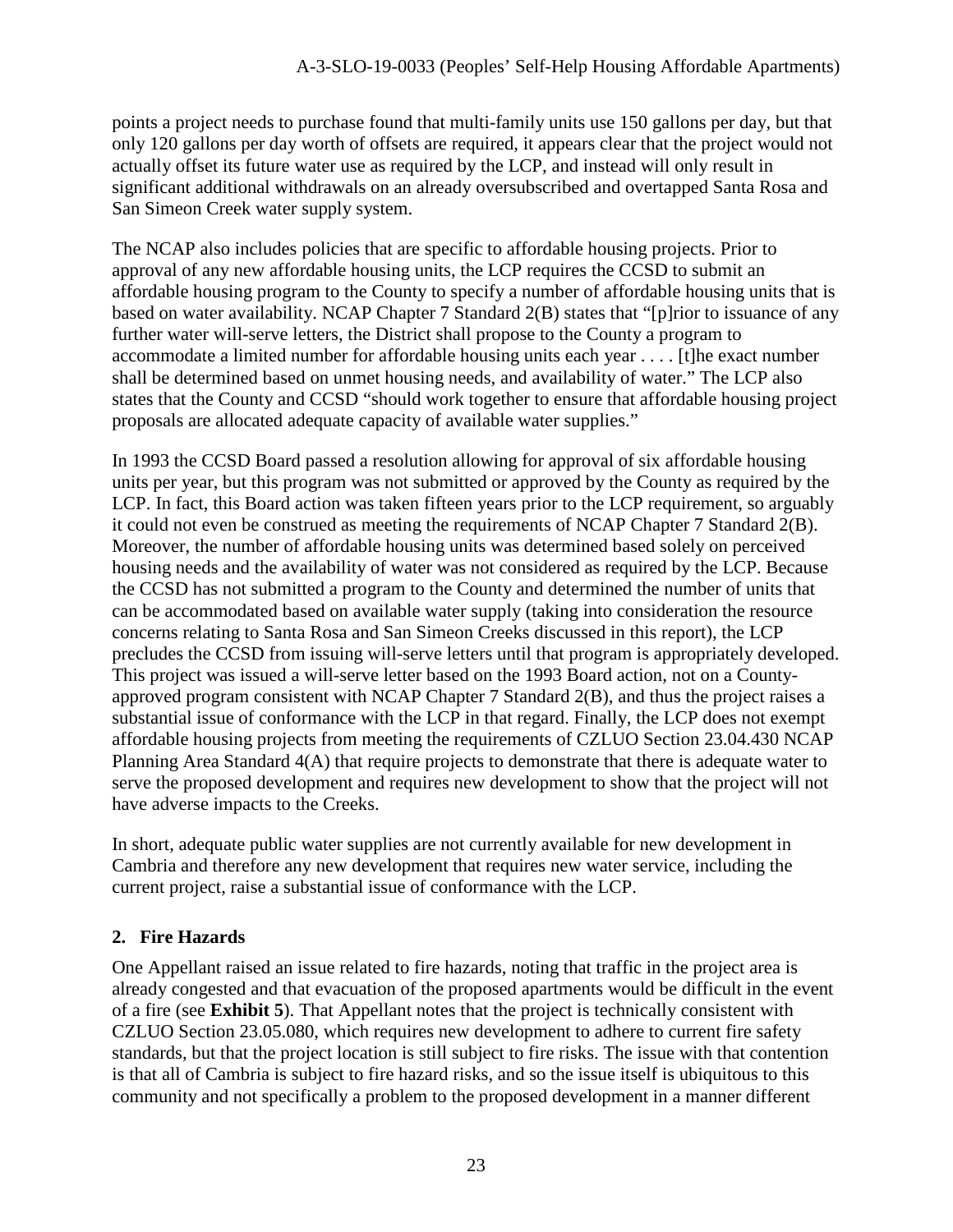points a project needs to purchase found that multi-family units use 150 gallons per day, but that only 120 gallons per day worth of offsets are required, it appears clear that the project would not actually offset its future water use as required by the LCP, and instead will only result in significant additional withdrawals on an already oversubscribed and overtapped Santa Rosa and San Simeon Creek water supply system.

The NCAP also includes policies that are specific to affordable housing projects. Prior to approval of any new affordable housing units, the LCP requires the CCSD to submit an affordable housing program to the County to specify a number of affordable housing units that is based on water availability. NCAP Chapter 7 Standard 2(B) states that "[p]rior to issuance of any further water will-serve letters, the District shall propose to the County a program to accommodate a limited number for affordable housing units each year . . . . [t]he exact number shall be determined based on unmet housing needs, and availability of water." The LCP also states that the County and CCSD "should work together to ensure that affordable housing project proposals are allocated adequate capacity of available water supplies."

In 1993 the CCSD Board passed a resolution allowing for approval of six affordable housing units per year, but this program was not submitted or approved by the County as required by the LCP. In fact, this Board action was taken fifteen years prior to the LCP requirement, so arguably it could not even be construed as meeting the requirements of NCAP Chapter 7 Standard 2(B). Moreover, the number of affordable housing units was determined based solely on perceived housing needs and the availability of water was not considered as required by the LCP. Because the CCSD has not submitted a program to the County and determined the number of units that can be accommodated based on available water supply (taking into consideration the resource concerns relating to Santa Rosa and San Simeon Creeks discussed in this report), the LCP precludes the CCSD from issuing will-serve letters until that program is appropriately developed. This project was issued a will-serve letter based on the 1993 Board action, not on a County-approved program consistent with NCAP Chapter 7 Standard 2(B), and thus the project raises a substantial issue of conformance with the LCP in that regard. Finally, the LCP does not exempt affordable housing projects from meeting the requirements of CZLUO Section 23.04.430 NCAP Planning Area Standard 4(A) that require projects to demonstrate that there is adequate water to serve the proposed development and requires new development to show that the project will not have adverse impacts to the Creeks.

In short, adequate public water supplies are not currently available for new development in Cambria and therefore any new development that requires new water service, including the current project, raise a substantial issue of conformance with the LCP.

### 2. Fire Hazards

One Appellant raised an issue related to fire hazards, noting that traffic in the project area is already congested and that evacuation of the proposed apartments would be difficult in the event of a fire (see **Exhibit 5**). That Appellant notes that the project is technically consistent with CZLUO Section 23.05.080, which requires new development to adhere to current fire safety standards, but that the project location is still subject to fire risks. The issue with that contention is that all of Cambria is subject to fire hazard risks, and so the issue itself is ubiquitous to this community and not specifically a problem to the proposed development in a manner different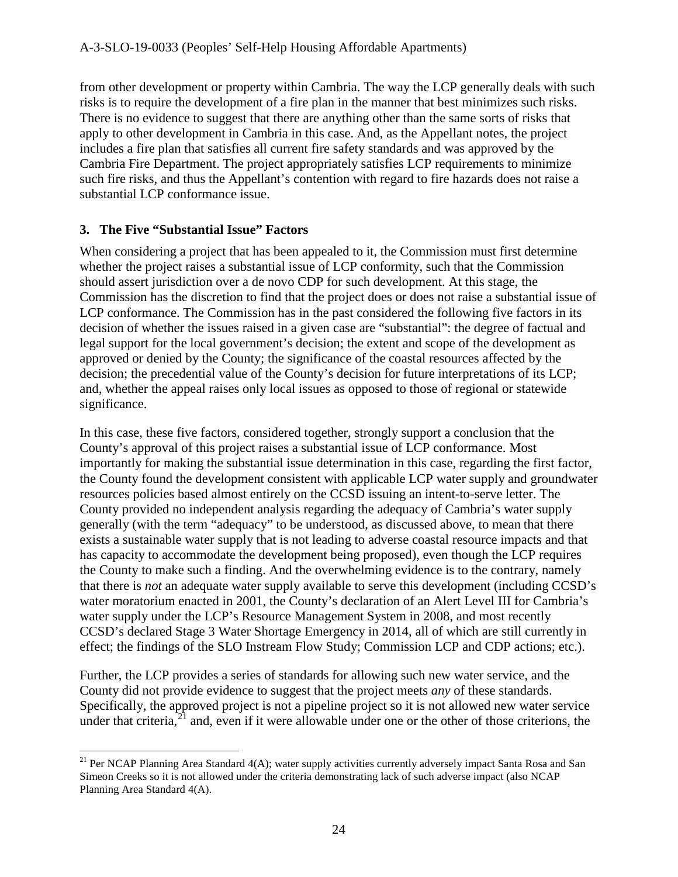from other development or property within Cambria. The way the LCP generally deals with such risks is to require the development of a fire plan in the manner that best minimizes such risks. There is no evidence to suggest that there are anything other than the same sorts of risks that apply to other development in Cambria in this case. And, as the Appellant notes, the project includes a fire plan that satisfies all current fire safety standards and was approved by the Cambria Fire Department. The project appropriately satisfies LCP requirements to minimize such fire risks, and thus the Appellant's contention with regard to fire hazards does not raise a substantial LCP conformance issue.

### 3. The Five "Substantial Issue" Factors

When considering a project that has been appealed to it, the Commission must first determine whether the project raises a substantial issue of LCP conformity, such that the Commission should assert jurisdiction over a de novo CDP for such development. At this stage, the Commission has the discretion to find that the project does or does not raise a substantial issue of LCP conformance. The Commission has in the past considered the following five factors in its decision of whether the issues raised in a given case are "substantial": the degree of factual and legal support for the local government's decision; the extent and scope of the development as approved or denied by the County; the significance of the coastal resources affected by the decision; the precedential value of the County's decision for future interpretations of its LCP; and, whether the appeal raises only local issues as opposed to those of regional or statewide significance.

In this case, these five factors, considered together, strongly support a conclusion that the County's approval of this project raises a substantial issue of LCP conformance. Most importantly for making the substantial issue determination in this case, regarding the first factor, the County found the development consistent with applicable LCP water supply and groundwater resources policies based almost entirely on the CCSD issuing an intent-to-serve letter. The County provided no independent analysis regarding the adequacy of Cambria's water supply generally (with the term "adequacy" to be understood, as discussed above, to mean that there exists a sustainable water supply that is not leading to adverse coastal resource impacts and that has capacity to accommodate the development being proposed), even though the LCP requires the County to make such a finding. And the overwhelming evidence is to the contrary, namely that there is *not* an adequate water supply available to serve this development (including CCSD's water moratorium enacted in 2001, the County's declaration of an Alert Level III for Cambria's water supply under the LCP's Resource Management System in 2008, and most recently CCSD's declared Stage 3 Water Shortage Emergency in 2014, all of which are still currently in effect; the findings of the SLO Instream Flow Study; Commission LCP and CDP actions; etc.).

Further, the LCP provides a series of standards for allowing such new water service, and the County did not provide evidence to suggest that the project meets *any* of these standards. Specifically, the approved project is not a pipeline project so it is not allowed new water service under that criteria,[21] and, even if it were allowable under one or the other of those criterions, the

---

[21] Per NCAP Planning Area Standard 4(A); water supply activities currently adversely impact Santa Rosa and San Simeon Creeks so it is not allowed under the criteria demonstrating lack of such adverse impact (also NCAP Planning Area Standard 4(A).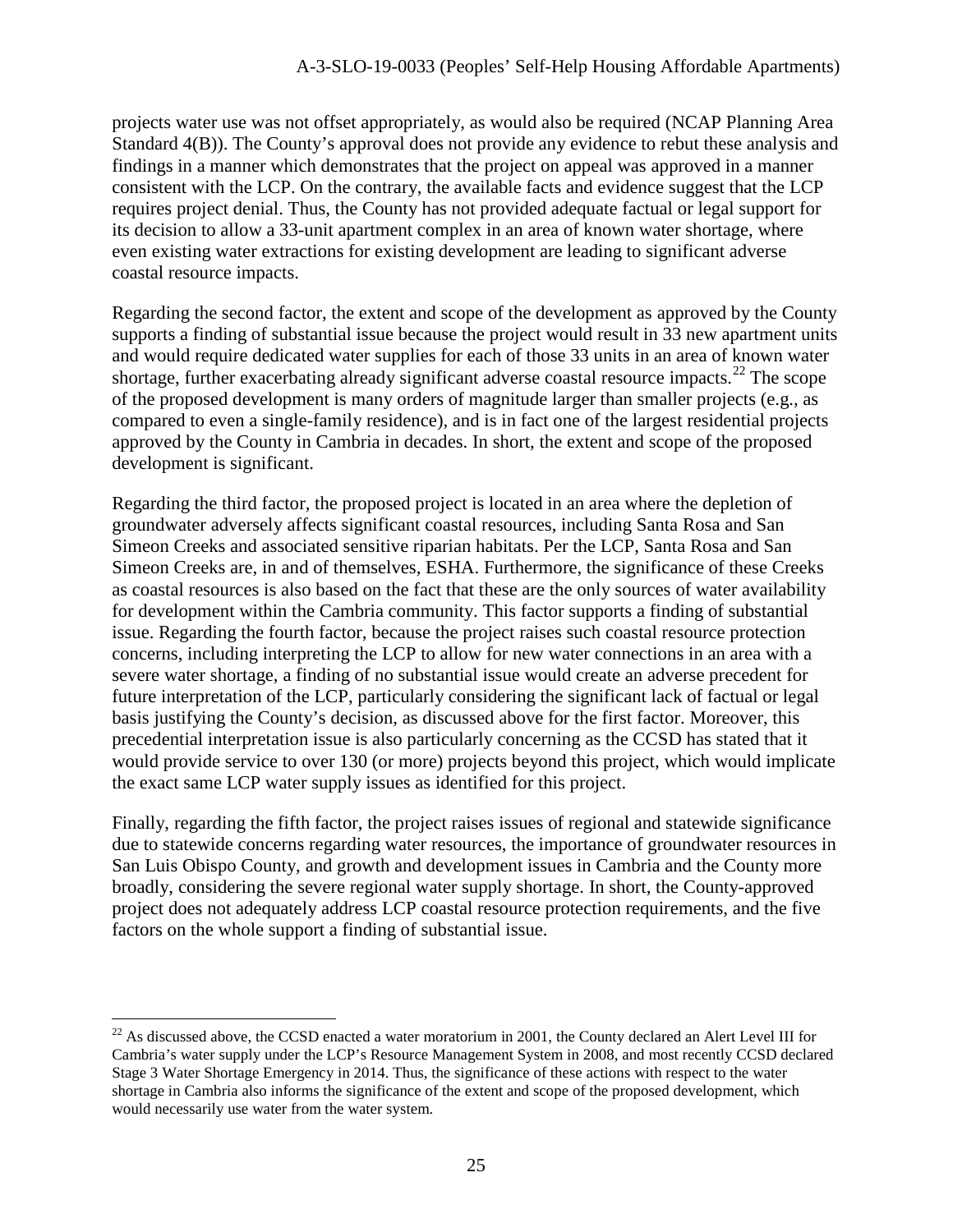projects water use was not offset appropriately, as would also be required (NCAP Planning Area Standard 4(B)). The County's approval does not provide any evidence to rebut these analysis and findings in a manner which demonstrates that the project on appeal was approved in a manner consistent with the LCP. On the contrary, the available facts and evidence suggest that the LCP requires project denial. Thus, the County has not provided adequate factual or legal support for its decision to allow a 33-unit apartment complex in an area of known water shortage, where even existing water extractions for existing development are leading to significant adverse coastal resource impacts.

Regarding the second factor, the extent and scope of the development as approved by the County supports a finding of substantial issue because the project would result in 33 new apartment units and would require dedicated water supplies for each of those 33 units in an area of known water shortage, further exacerbating already significant adverse coastal resource impacts.[22] The scope of the proposed development is many orders of magnitude larger than smaller projects (e.g., as compared to even a single-family residence), and is in fact one of the largest residential projects approved by the County in Cambria in decades. In short, the extent and scope of the proposed development is significant.

Regarding the third factor, the proposed project is located in an area where the depletion of groundwater adversely affects significant coastal resources, including Santa Rosa and San Simeon Creeks and associated sensitive riparian habitats. Per the LCP, Santa Rosa and San Simeon Creeks are, in and of themselves, ESHA. Furthermore, the significance of these Creeks as coastal resources is also based on the fact that these are the only sources of water availability for development within the Cambria community. This factor supports a finding of substantial issue. Regarding the fourth factor, because the project raises such coastal resource protection concerns, including interpreting the LCP to allow for new water connections in an area with a severe water shortage, a finding of no substantial issue would create an adverse precedent for future interpretation of the LCP, particularly considering the significant lack of factual or legal basis justifying the County's decision, as discussed above for the first factor. Moreover, this precedential interpretation issue is also particularly concerning as the CCSD has stated that it would provide service to over 130 (or more) projects beyond this project, which would implicate the exact same LCP water supply issues as identified for this project.

Finally, regarding the fifth factor, the project raises issues of regional and statewide significance due to statewide concerns regarding water resources, the importance of groundwater resources in San Luis Obispo County, and growth and development issues in Cambria and the County more broadly, considering the severe regional water supply shortage. In short, the County-approved project does not adequately address LCP coastal resource protection requirements, and the five factors on the whole support a finding of substantial issue.

---

[22] As discussed above, the CCSD enacted a water moratorium in 2001, the County declared an Alert Level III for Cambria's water supply under the LCP's Resource Management System in 2008, and most recently CCSD declared Stage 3 Water Shortage Emergency in 2014. Thus, the significance of these actions with respect to the water shortage in Cambria also informs the significance of the extent and scope of the proposed development, which would necessarily use water from the water system.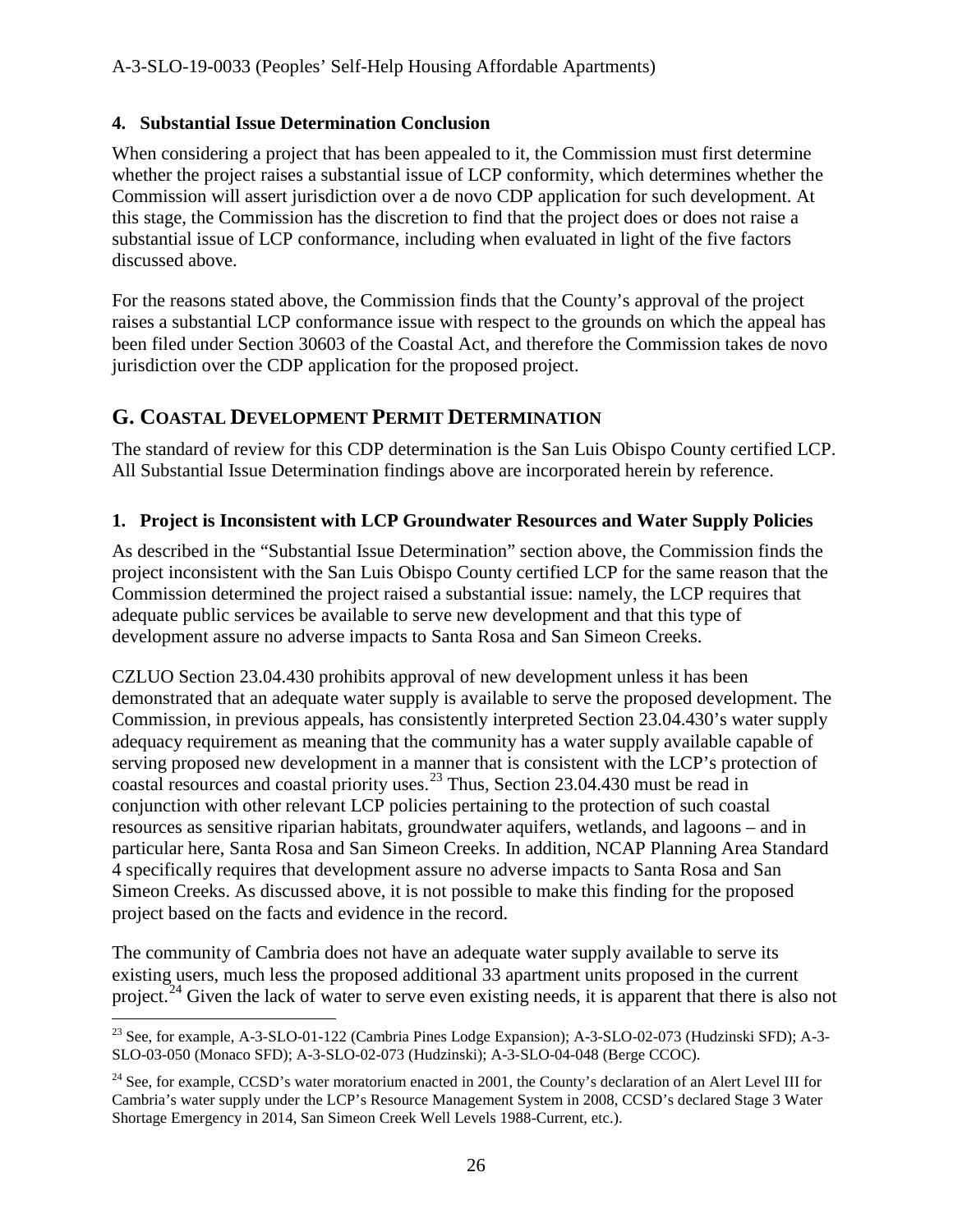### 4. Substantial Issue Determination Conclusion

When considering a project that has been appealed to it, the Commission must first determine whether the project raises a substantial issue of LCP conformity, which determines whether the Commission will assert jurisdiction over a de novo CDP application for such development. At this stage, the Commission has the discretion to find that the project does or does not raise a substantial issue of LCP conformance, including when evaluated in light of the five factors discussed above.

For the reasons stated above, the Commission finds that the County's approval of the project raises a substantial LCP conformance issue with respect to the grounds on which the appeal has been filed under Section 30603 of the Coastal Act, and therefore the Commission takes de novo jurisdiction over the CDP application for the proposed project.

## G. COASTAL DEVELOPMENT PERMIT DETERMINATION

The standard of review for this CDP determination is the San Luis Obispo County certified LCP. All Substantial Issue Determination findings above are incorporated herein by reference.

### 1. Project is Inconsistent with LCP Groundwater Resources and Water Supply Policies

As described in the "Substantial Issue Determination" section above, the Commission finds the project inconsistent with the San Luis Obispo County certified LCP for the same reason that the Commission determined the project raised a substantial issue: namely, the LCP requires that adequate public services be available to serve new development and that this type of development assure no adverse impacts to Santa Rosa and San Simeon Creeks.

CZLUO Section 23.04.430 prohibits approval of new development unless it has been demonstrated that an adequate water supply is available to serve the proposed development. The Commission, in previous appeals, has consistently interpreted Section 23.04.430's water supply adequacy requirement as meaning that the community has a water supply available capable of serving proposed new development in a manner that is consistent with the LCP's protection of coastal resources and coastal priority uses.[23] Thus, Section 23.04.430 must be read in conjunction with other relevant LCP policies pertaining to the protection of such coastal resources as sensitive riparian habitats, groundwater aquifers, wetlands, and lagoons – and in particular here, Santa Rosa and San Simeon Creeks. In addition, NCAP Planning Area Standard 4 specifically requires that development assure no adverse impacts to Santa Rosa and San Simeon Creeks. As discussed above, it is not possible to make this finding for the proposed project based on the facts and evidence in the record.

The community of Cambria does not have an adequate water supply available to serve its existing users, much less the proposed additional 33 apartment units proposed in the current project.[24] Given the lack of water to serve even existing needs, it is apparent that there is also not

[23] See, for example, A-3-SLO-01-122 (Cambria Pines Lodge Expansion); A-3-SLO-02-073 (Hudzinski SFD); A-3-SLO-03-050 (Monaco SFD); A-3-SLO-02-073 (Hudzinski); A-3-SLO-04-048 (Berge CCOC).

[24] See, for example, CCSD's water moratorium enacted in 2001, the County's declaration of an Alert Level III for Cambria's water supply under the LCP's Resource Management System in 2008, CCSD's declared Stage 3 Water Shortage Emergency in 2014, San Simeon Creek Well Levels 1988-Current, etc.).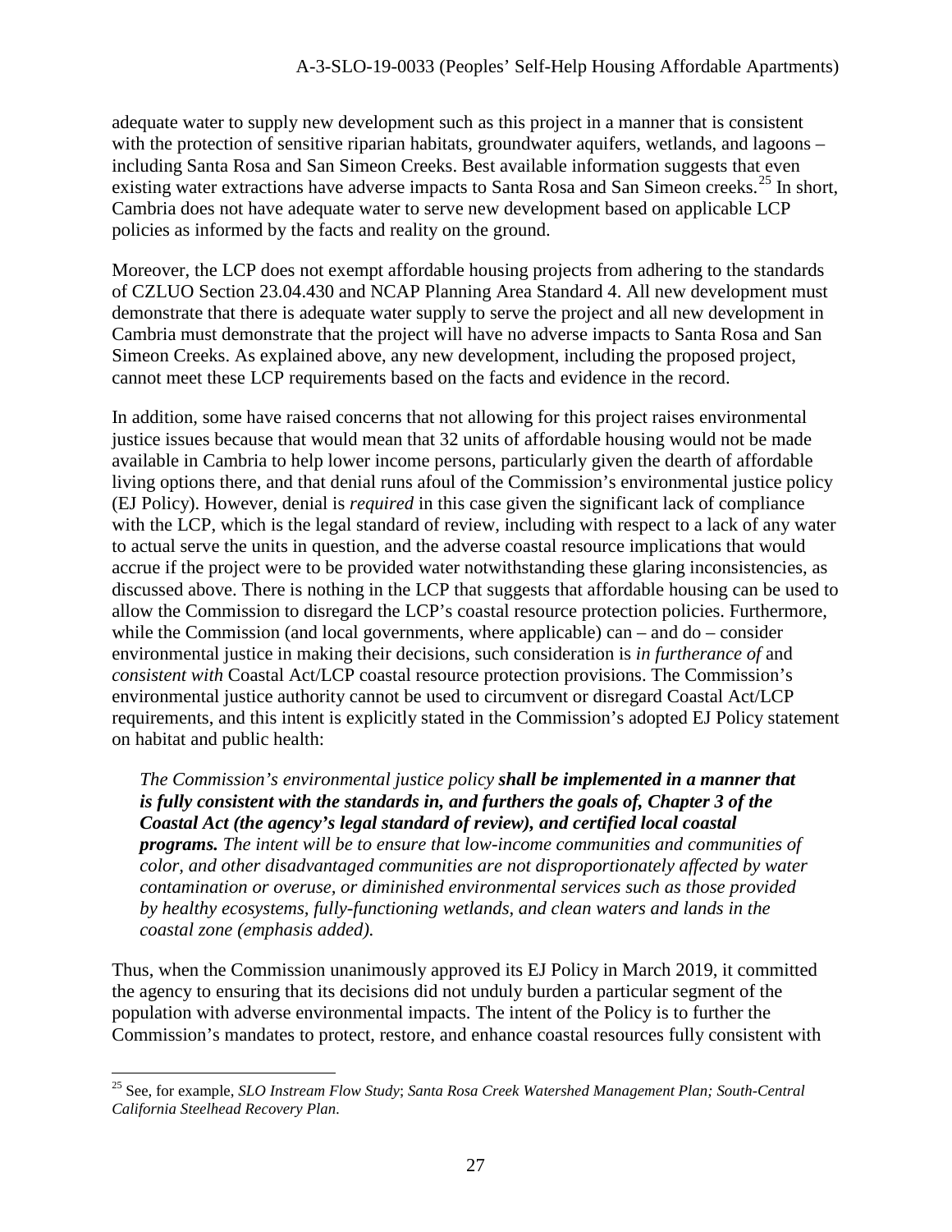adequate water to supply new development such as this project in a manner that is consistent with the protection of sensitive riparian habitats, groundwater aquifers, wetlands, and lagoons – including Santa Rosa and San Simeon Creeks. Best available information suggests that even existing water extractions have adverse impacts to Santa Rosa and San Simeon creeks.[25] In short, Cambria does not have adequate water to serve new development based on applicable LCP policies as informed by the facts and reality on the ground.

Moreover, the LCP does not exempt affordable housing projects from adhering to the standards of CZLUO Section 23.04.430 and NCAP Planning Area Standard 4. All new development must demonstrate that there is adequate water supply to serve the project and all new development in Cambria must demonstrate that the project will have no adverse impacts to Santa Rosa and San Simeon Creeks. As explained above, any new development, including the proposed project, cannot meet these LCP requirements based on the facts and evidence in the record.

In addition, some have raised concerns that not allowing for this project raises environmental justice issues because that would mean that 32 units of affordable housing would not be made available in Cambria to help lower income persons, particularly given the dearth of affordable living options there, and that denial runs afoul of the Commission's environmental justice policy (EJ Policy). However, denial is *required* in this case given the significant lack of compliance with the LCP, which is the legal standard of review, including with respect to a lack of any water to actual serve the units in question, and the adverse coastal resource implications that would accrue if the project were to be provided water notwithstanding these glaring inconsistencies, as discussed above. There is nothing in the LCP that suggests that affordable housing can be used to allow the Commission to disregard the LCP's coastal resource protection policies. Furthermore, while the Commission (and local governments, where applicable) can – and do – consider environmental justice in making their decisions, such consideration is *in furtherance of* and *consistent with* Coastal Act/LCP coastal resource protection provisions. The Commission's environmental justice authority cannot be used to circumvent or disregard Coastal Act/LCP requirements, and this intent is explicitly stated in the Commission's adopted EJ Policy statement on habitat and public health:

> *The Commission's environmental justice policy* ***shall be implemented in a manner that is fully consistent with the standards in, and furthers the goals of, Chapter 3 of the Coastal Act (the agency's legal standard of review), and certified local coastal programs.*** *The intent will be to ensure that low-income communities and communities of color, and other disadvantaged communities are not disproportionately affected by water contamination or overuse, or diminished environmental services such as those provided by healthy ecosystems, fully-functioning wetlands, and clean waters and lands in the coastal zone (emphasis added).*

Thus, when the Commission unanimously approved its EJ Policy in March 2019, it committed the agency to ensuring that its decisions did not unduly burden a particular segment of the population with adverse environmental impacts. The intent of the Policy is to further the Commission's mandates to protect, restore, and enhance coastal resources fully consistent with

---

[25] See, for example, *SLO Instream Flow Study*; *Santa Rosa Creek Watershed Management Plan; South-Central California Steelhead Recovery Plan*.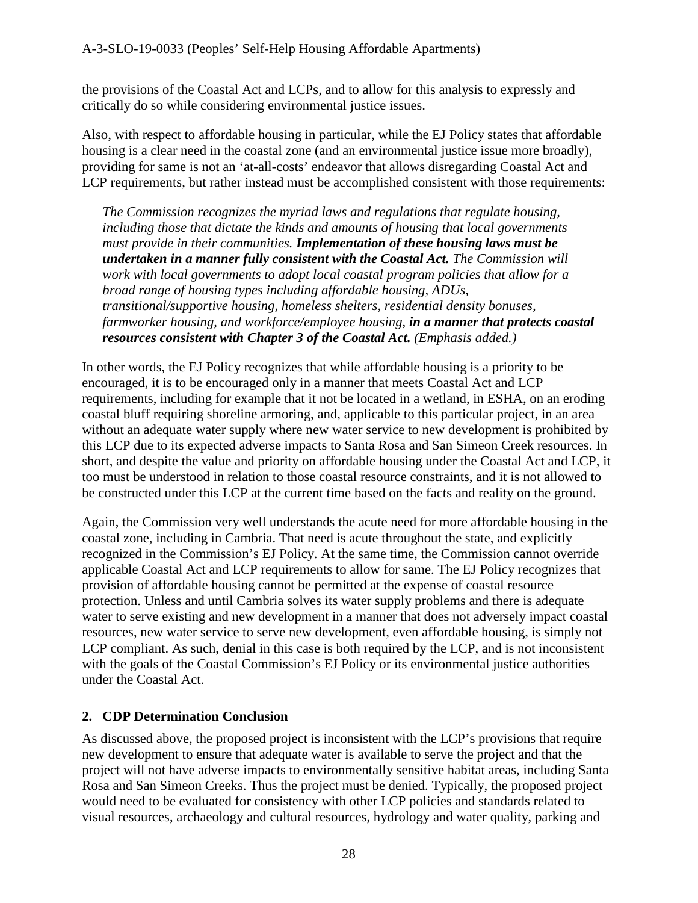the provisions of the Coastal Act and LCPs, and to allow for this analysis to expressly and critically do so while considering environmental justice issues.

Also, with respect to affordable housing in particular, while the EJ Policy states that affordable housing is a clear need in the coastal zone (and an environmental justice issue more broadly), providing for same is not an 'at-all-costs' endeavor that allows disregarding Coastal Act and LCP requirements, but rather instead must be accomplished consistent with those requirements:

> *The Commission recognizes the myriad laws and regulations that regulate housing, including those that dictate the kinds and amounts of housing that local governments must provide in their communities.* ***Implementation of these housing laws must be undertaken in a manner fully consistent with the Coastal Act.*** *The Commission will work with local governments to adopt local coastal program policies that allow for a broad range of housing types including affordable housing, ADUs, transitional/supportive housing, homeless shelters, residential density bonuses, farmworker housing, and workforce/employee housing,* ***in a manner that protects coastal resources consistent with Chapter 3 of the Coastal Act.*** *(Emphasis added.)*

In other words, the EJ Policy recognizes that while affordable housing is a priority to be encouraged, it is to be encouraged only in a manner that meets Coastal Act and LCP requirements, including for example that it not be located in a wetland, in ESHA, on an eroding coastal bluff requiring shoreline armoring, and, applicable to this particular project, in an area without an adequate water supply where new water service to new development is prohibited by this LCP due to its expected adverse impacts to Santa Rosa and San Simeon Creek resources. In short, and despite the value and priority on affordable housing under the Coastal Act and LCP, it too must be understood in relation to those coastal resource constraints, and it is not allowed to be constructed under this LCP at the current time based on the facts and reality on the ground.

Again, the Commission very well understands the acute need for more affordable housing in the coastal zone, including in Cambria. That need is acute throughout the state, and explicitly recognized in the Commission's EJ Policy. At the same time, the Commission cannot override applicable Coastal Act and LCP requirements to allow for same. The EJ Policy recognizes that provision of affordable housing cannot be permitted at the expense of coastal resource protection. Unless and until Cambria solves its water supply problems and there is adequate water to serve existing and new development in a manner that does not adversely impact coastal resources, new water service to serve new development, even affordable housing, is simply not LCP compliant. As such, denial in this case is both required by the LCP, and is not inconsistent with the goals of the Coastal Commission's EJ Policy or its environmental justice authorities under the Coastal Act.

## 2. CDP Determination Conclusion

As discussed above, the proposed project is inconsistent with the LCP's provisions that require new development to ensure that adequate water is available to serve the project and that the project will not have adverse impacts to environmentally sensitive habitat areas, including Santa Rosa and San Simeon Creeks. Thus the project must be denied. Typically, the proposed project would need to be evaluated for consistency with other LCP policies and standards related to visual resources, archaeology and cultural resources, hydrology and water quality, parking and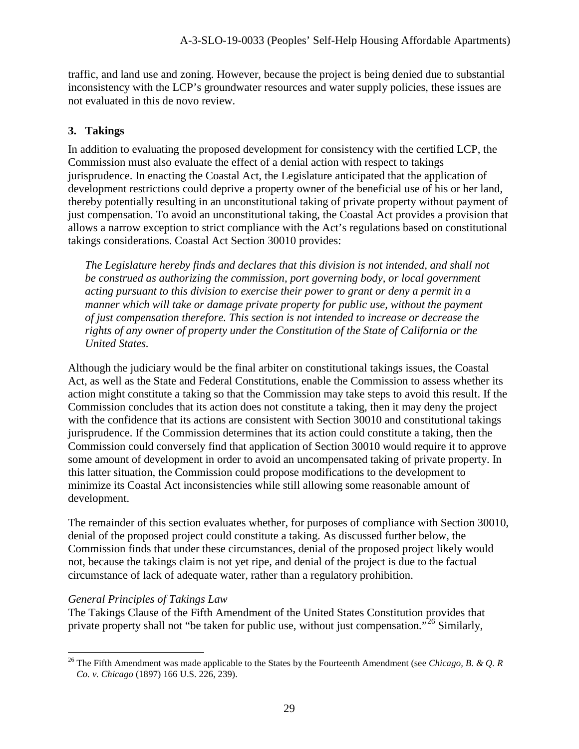traffic, and land use and zoning. However, because the project is being denied due to substantial inconsistency with the LCP's groundwater resources and water supply policies, these issues are not evaluated in this de novo review.

### 3. Takings

In addition to evaluating the proposed development for consistency with the certified LCP, the Commission must also evaluate the effect of a denial action with respect to takings jurisprudence. In enacting the Coastal Act, the Legislature anticipated that the application of development restrictions could deprive a property owner of the beneficial use of his or her land, thereby potentially resulting in an unconstitutional taking of private property without payment of just compensation. To avoid an unconstitutional taking, the Coastal Act provides a provision that allows a narrow exception to strict compliance with the Act's regulations based on constitutional takings considerations. Coastal Act Section 30010 provides:

> *The Legislature hereby finds and declares that this division is not intended, and shall not be construed as authorizing the commission, port governing body, or local government acting pursuant to this division to exercise their power to grant or deny a permit in a manner which will take or damage private property for public use, without the payment of just compensation therefore. This section is not intended to increase or decrease the rights of any owner of property under the Constitution of the State of California or the United States.*

Although the judiciary would be the final arbiter on constitutional takings issues, the Coastal Act, as well as the State and Federal Constitutions, enable the Commission to assess whether its action might constitute a taking so that the Commission may take steps to avoid this result. If the Commission concludes that its action does not constitute a taking, then it may deny the project with the confidence that its actions are consistent with Section 30010 and constitutional takings jurisprudence. If the Commission determines that its action could constitute a taking, then the Commission could conversely find that application of Section 30010 would require it to approve some amount of development in order to avoid an uncompensated taking of private property. In this latter situation, the Commission could propose modifications to the development to minimize its Coastal Act inconsistencies while still allowing some reasonable amount of development.

The remainder of this section evaluates whether, for purposes of compliance with Section 30010, denial of the proposed project could constitute a taking. As discussed further below, the Commission finds that under these circumstances, denial of the proposed project likely would not, because the takings claim is not yet ripe, and denial of the project is due to the factual circumstance of lack of adequate water, rather than a regulatory prohibition.

*General Principles of Takings Law*

The Takings Clause of the Fifth Amendment of the United States Constitution provides that private property shall not "be taken for public use, without just compensation."[26] Similarly,

---

[26] The Fifth Amendment was made applicable to the States by the Fourteenth Amendment (see *Chicago, B. & Q. R Co. v. Chicago* (1897) 166 U.S. 226, 239).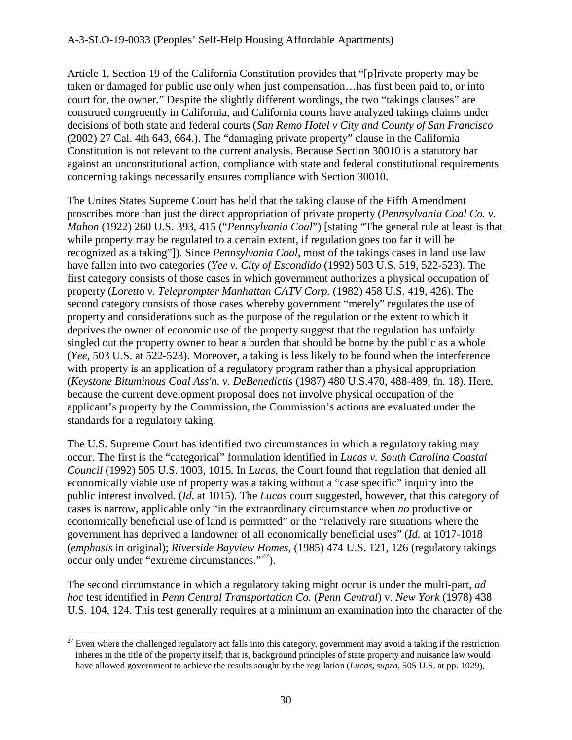Article 1, Section 19 of the California Constitution provides that "[p]rivate property may be taken or damaged for public use only when just compensation…has first been paid to, or into court for, the owner." Despite the slightly different wordings, the two "takings clauses" are construed congruently in California, and California courts have analyzed takings claims under decisions of both state and federal courts (*San Remo Hotel v City and County of San Francisco* (2002) 27 Cal. 4th 643, 664.). The "damaging private property" clause in the California Constitution is not relevant to the current analysis. Because Section 30010 is a statutory bar against an unconstitutional action, compliance with state and federal constitutional requirements concerning takings necessarily ensures compliance with Section 30010.

The Unites States Supreme Court has held that the taking clause of the Fifth Amendment proscribes more than just the direct appropriation of private property (*Pennsylvania Coal Co. v. Mahon* (1922) 260 U.S. 393, 415 ("*Pennsylvania Coal*") [stating "The general rule at least is that while property may be regulated to a certain extent, if regulation goes too far it will be recognized as a taking"]). Since *Pennsylvania Coal*, most of the takings cases in land use law have fallen into two categories (*Yee v. City of Escondido* (1992) 503 U.S. 519, 522-523). The first category consists of those cases in which government authorizes a physical occupation of property (*Loretto v. Teleprompter Manhattan CATV Corp.* (1982) 458 U.S. 419, 426). The second category consists of those cases whereby government "merely" regulates the use of property and considerations such as the purpose of the regulation or the extent to which it deprives the owner of economic use of the property suggest that the regulation has unfairly singled out the property owner to bear a burden that should be borne by the public as a whole (*Yee*, 503 U.S. at 522-523). Moreover, a taking is less likely to be found when the interference with property is an application of a regulatory program rather than a physical appropriation (*Keystone Bituminous Coal Ass'n. v. DeBenedictis* (1987) 480 U.S.470, 488-489, fn. 18). Here, because the current development proposal does not involve physical occupation of the applicant's property by the Commission, the Commission's actions are evaluated under the standards for a regulatory taking.

The U.S. Supreme Court has identified two circumstances in which a regulatory taking may occur. The first is the "categorical" formulation identified in *Lucas v. South Carolina Coastal Council* (1992) 505 U.S. 1003, 1015. In *Lucas*, the Court found that regulation that denied all economically viable use of property was a taking without a "case specific" inquiry into the public interest involved. (*Id*. at 1015). The *Lucas* court suggested, however, that this category of cases is narrow, applicable only "in the extraordinary circumstance when *no* productive or economically beneficial use of land is permitted" or the "relatively rare situations where the government has deprived a landowner of all economically beneficial uses" (*Id.* at 1017-1018 (*emphasis* in original); *Riverside Bayview Homes*, (1985) 474 U.S. 121, 126 (regulatory takings occur only under "extreme circumstances."[27]).

The second circumstance in which a regulatory taking might occur is under the multi-part, *ad hoc* test identified in *Penn Central Transportation Co.* (*Penn Central*) v. *New York* (1978) 438 U.S. 104, 124. This test generally requires at a minimum an examination into the character of the

[27] Even where the challenged regulatory act falls into this category, government may avoid a taking if the restriction inheres in the title of the property itself; that is, background principles of state property and nuisance law would have allowed government to achieve the results sought by the regulation (*Lucas, supra*, 505 U.S. at pp. 1029).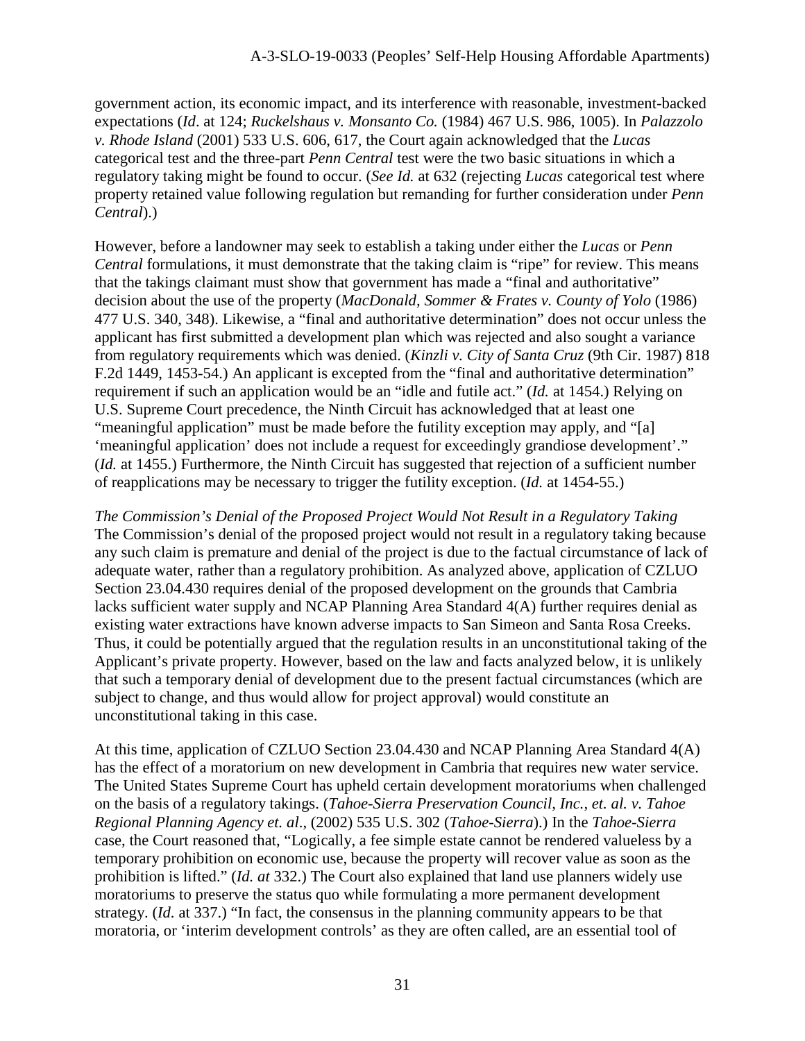government action, its economic impact, and its interference with reasonable, investment-backed expectations (*Id*. at 124; *Ruckelshaus v. Monsanto Co.* (1984) 467 U.S. 986, 1005). In *Palazzolo v. Rhode Island* (2001) 533 U.S. 606, 617, the Court again acknowledged that the *Lucas* categorical test and the three-part *Penn Central* test were the two basic situations in which a regulatory taking might be found to occur. (*See Id.* at 632 (rejecting *Lucas* categorical test where property retained value following regulation but remanding for further consideration under *Penn Central*).)

However, before a landowner may seek to establish a taking under either the *Lucas* or *Penn Central* formulations, it must demonstrate that the taking claim is "ripe" for review. This means that the takings claimant must show that government has made a "final and authoritative" decision about the use of the property (*MacDonald, Sommer & Frates v. County of Yolo* (1986) 477 U.S. 340, 348). Likewise, a "final and authoritative determination" does not occur unless the applicant has first submitted a development plan which was rejected and also sought a variance from regulatory requirements which was denied. (*Kinzli v. City of Santa Cruz* (9th Cir. 1987) 818 F.2d 1449, 1453-54.) An applicant is excepted from the "final and authoritative determination" requirement if such an application would be an "idle and futile act." (*Id.* at 1454.) Relying on U.S. Supreme Court precedence, the Ninth Circuit has acknowledged that at least one "meaningful application" must be made before the futility exception may apply, and "[a] 'meaningful application' does not include a request for exceedingly grandiose development'." (*Id.* at 1455.) Furthermore, the Ninth Circuit has suggested that rejection of a sufficient number of reapplications may be necessary to trigger the futility exception. (*Id.* at 1454-55.)

*The Commission's Denial of the Proposed Project Would Not Result in a Regulatory Taking*
The Commission's denial of the proposed project would not result in a regulatory taking because any such claim is premature and denial of the project is due to the factual circumstance of lack of adequate water, rather than a regulatory prohibition. As analyzed above, application of CZLUO Section 23.04.430 requires denial of the proposed development on the grounds that Cambria lacks sufficient water supply and NCAP Planning Area Standard 4(A) further requires denial as existing water extractions have known adverse impacts to San Simeon and Santa Rosa Creeks. Thus, it could be potentially argued that the regulation results in an unconstitutional taking of the Applicant's private property. However, based on the law and facts analyzed below, it is unlikely that such a temporary denial of development due to the present factual circumstances (which are subject to change, and thus would allow for project approval) would constitute an unconstitutional taking in this case.

At this time, application of CZLUO Section 23.04.430 and NCAP Planning Area Standard 4(A) has the effect of a moratorium on new development in Cambria that requires new water service. The United States Supreme Court has upheld certain development moratoriums when challenged on the basis of a regulatory takings. (*Tahoe-Sierra Preservation Council, Inc., et. al. v. Tahoe Regional Planning Agency et. al.*, (2002) 535 U.S. 302 (*Tahoe-Sierra*).) In the *Tahoe-Sierra* case, the Court reasoned that, "Logically, a fee simple estate cannot be rendered valueless by a temporary prohibition on economic use, because the property will recover value as soon as the prohibition is lifted." (*Id. at* 332.) The Court also explained that land use planners widely use moratoriums to preserve the status quo while formulating a more permanent development strategy. (*Id*. at 337.) "In fact, the consensus in the planning community appears to be that moratoria, or 'interim development controls' as they are often called, are an essential tool of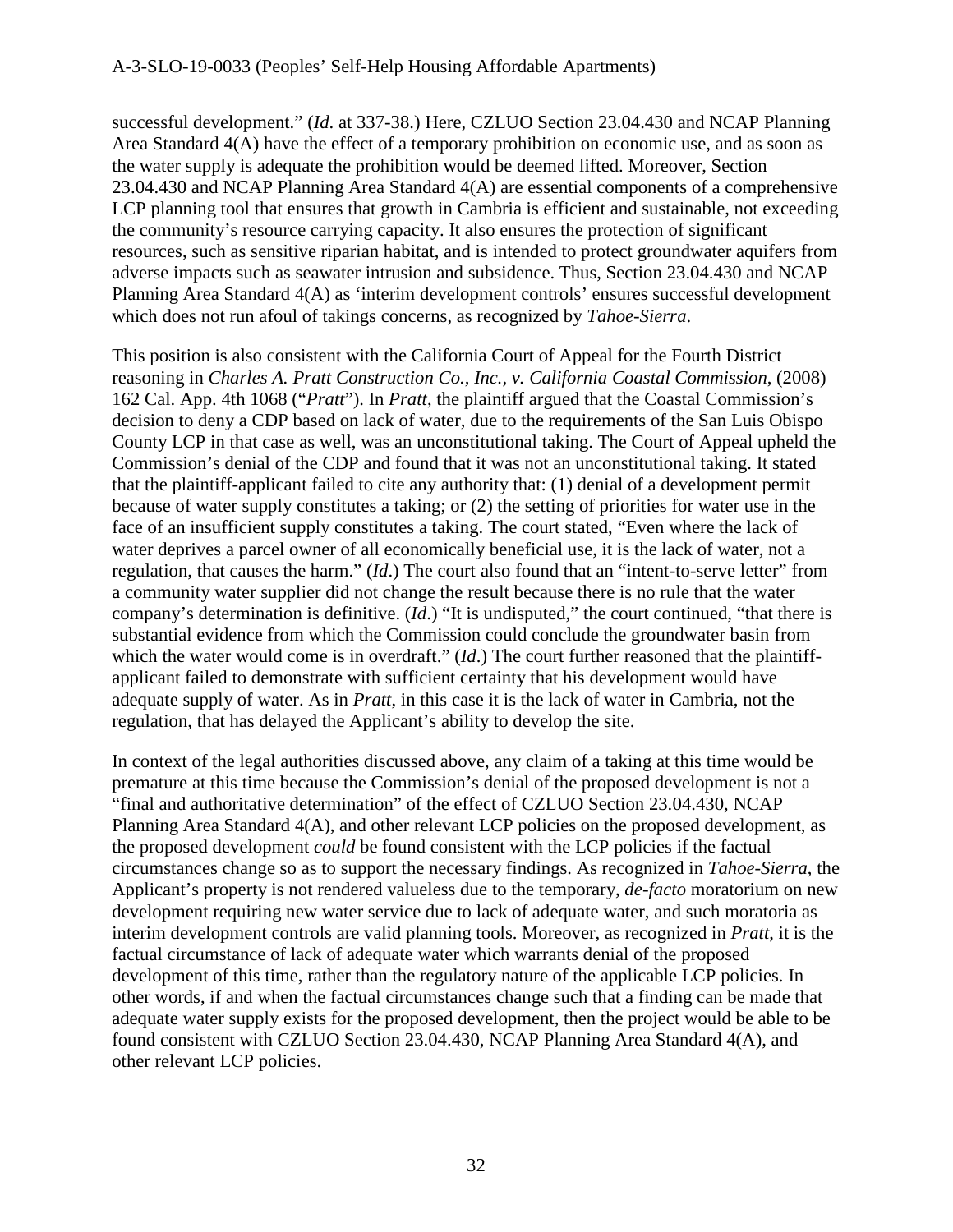successful development." (*Id*. at 337-38.) Here, CZLUO Section 23.04.430 and NCAP Planning Area Standard 4(A) have the effect of a temporary prohibition on economic use, and as soon as the water supply is adequate the prohibition would be deemed lifted. Moreover, Section 23.04.430 and NCAP Planning Area Standard 4(A) are essential components of a comprehensive LCP planning tool that ensures that growth in Cambria is efficient and sustainable, not exceeding the community's resource carrying capacity. It also ensures the protection of significant resources, such as sensitive riparian habitat, and is intended to protect groundwater aquifers from adverse impacts such as seawater intrusion and subsidence. Thus, Section 23.04.430 and NCAP Planning Area Standard 4(A) as 'interim development controls' ensures successful development which does not run afoul of takings concerns, as recognized by *Tahoe-Sierra*.

This position is also consistent with the California Court of Appeal for the Fourth District reasoning in *Charles A. Pratt Construction Co., Inc., v. California Coastal Commission*, (2008) 162 Cal. App. 4th 1068 ("*Pratt*"). In *Pratt*, the plaintiff argued that the Coastal Commission's decision to deny a CDP based on lack of water, due to the requirements of the San Luis Obispo County LCP in that case as well, was an unconstitutional taking. The Court of Appeal upheld the Commission's denial of the CDP and found that it was not an unconstitutional taking. It stated that the plaintiff-applicant failed to cite any authority that: (1) denial of a development permit because of water supply constitutes a taking; or (2) the setting of priorities for water use in the face of an insufficient supply constitutes a taking. The court stated, "Even where the lack of water deprives a parcel owner of all economically beneficial use, it is the lack of water, not a regulation, that causes the harm." (*Id*.) The court also found that an "intent-to-serve letter" from a community water supplier did not change the result because there is no rule that the water company's determination is definitive. (*Id*.) "It is undisputed," the court continued, "that there is substantial evidence from which the Commission could conclude the groundwater basin from which the water would come is in overdraft." (*Id*.) The court further reasoned that the plaintiff-applicant failed to demonstrate with sufficient certainty that his development would have adequate supply of water. As in *Pratt*, in this case it is the lack of water in Cambria, not the regulation, that has delayed the Applicant's ability to develop the site.

In context of the legal authorities discussed above, any claim of a taking at this time would be premature at this time because the Commission's denial of the proposed development is not a "final and authoritative determination" of the effect of CZLUO Section 23.04.430, NCAP Planning Area Standard 4(A), and other relevant LCP policies on the proposed development, as the proposed development *could* be found consistent with the LCP policies if the factual circumstances change so as to support the necessary findings. As recognized in *Tahoe-Sierra*, the Applicant's property is not rendered valueless due to the temporary, *de-facto* moratorium on new development requiring new water service due to lack of adequate water, and such moratoria as interim development controls are valid planning tools. Moreover, as recognized in *Pratt*, it is the factual circumstance of lack of adequate water which warrants denial of the proposed development of this time, rather than the regulatory nature of the applicable LCP policies. In other words, if and when the factual circumstances change such that a finding can be made that adequate water supply exists for the proposed development, then the project would be able to be found consistent with CZLUO Section 23.04.430, NCAP Planning Area Standard 4(A), and other relevant LCP policies.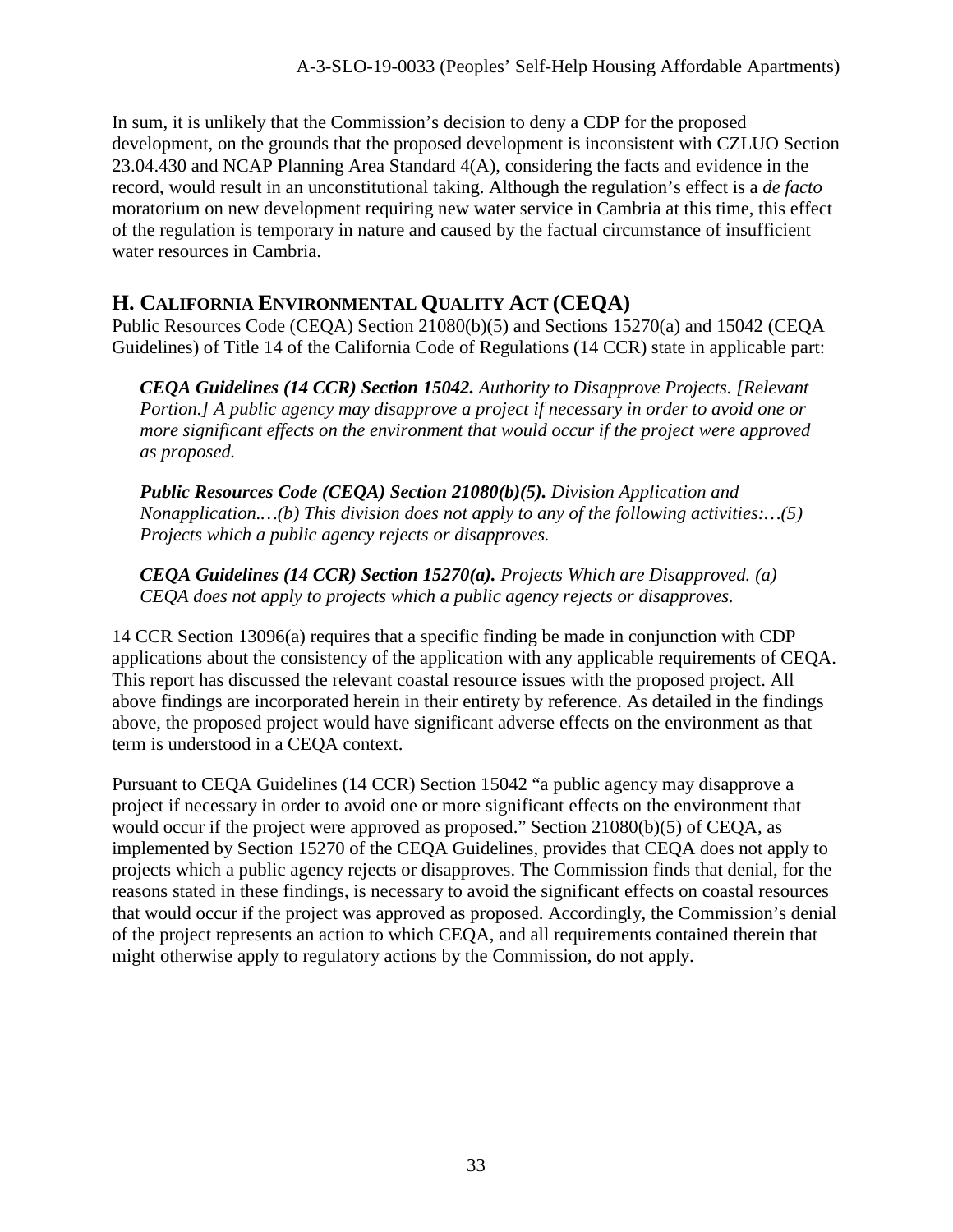In sum, it is unlikely that the Commission's decision to deny a CDP for the proposed development, on the grounds that the proposed development is inconsistent with CZLUO Section 23.04.430 and NCAP Planning Area Standard 4(A), considering the facts and evidence in the record, would result in an unconstitutional taking. Although the regulation's effect is a *de facto* moratorium on new development requiring new water service in Cambria at this time, this effect of the regulation is temporary in nature and caused by the factual circumstance of insufficient water resources in Cambria.

## H. CALIFORNIA ENVIRONMENTAL QUALITY ACT (CEQA)

Public Resources Code (CEQA) Section 21080(b)(5) and Sections 15270(a) and 15042 (CEQA Guidelines) of Title 14 of the California Code of Regulations (14 CCR) state in applicable part:

> ***CEQA Guidelines (14 CCR) Section 15042.*** *Authority to Disapprove Projects. [Relevant Portion.] A public agency may disapprove a project if necessary in order to avoid one or more significant effects on the environment that would occur if the project were approved as proposed.*
>
> ***Public Resources Code (CEQA) Section 21080(b)(5).*** *Division Application and Nonapplication.…(b) This division does not apply to any of the following activities:…(5) Projects which a public agency rejects or disapproves.*
>
> ***CEQA Guidelines (14 CCR) Section 15270(a).*** *Projects Which are Disapproved. (a) CEQA does not apply to projects which a public agency rejects or disapproves.*

14 CCR Section 13096(a) requires that a specific finding be made in conjunction with CDP applications about the consistency of the application with any applicable requirements of CEQA. This report has discussed the relevant coastal resource issues with the proposed project. All above findings are incorporated herein in their entirety by reference. As detailed in the findings above, the proposed project would have significant adverse effects on the environment as that term is understood in a CEQA context.

Pursuant to CEQA Guidelines (14 CCR) Section 15042 "a public agency may disapprove a project if necessary in order to avoid one or more significant effects on the environment that would occur if the project were approved as proposed." Section 21080(b)(5) of CEQA, as implemented by Section 15270 of the CEQA Guidelines, provides that CEQA does not apply to projects which a public agency rejects or disapproves. The Commission finds that denial, for the reasons stated in these findings, is necessary to avoid the significant effects on coastal resources that would occur if the project was approved as proposed. Accordingly, the Commission's denial of the project represents an action to which CEQA, and all requirements contained therein that might otherwise apply to regulatory actions by the Commission, do not apply.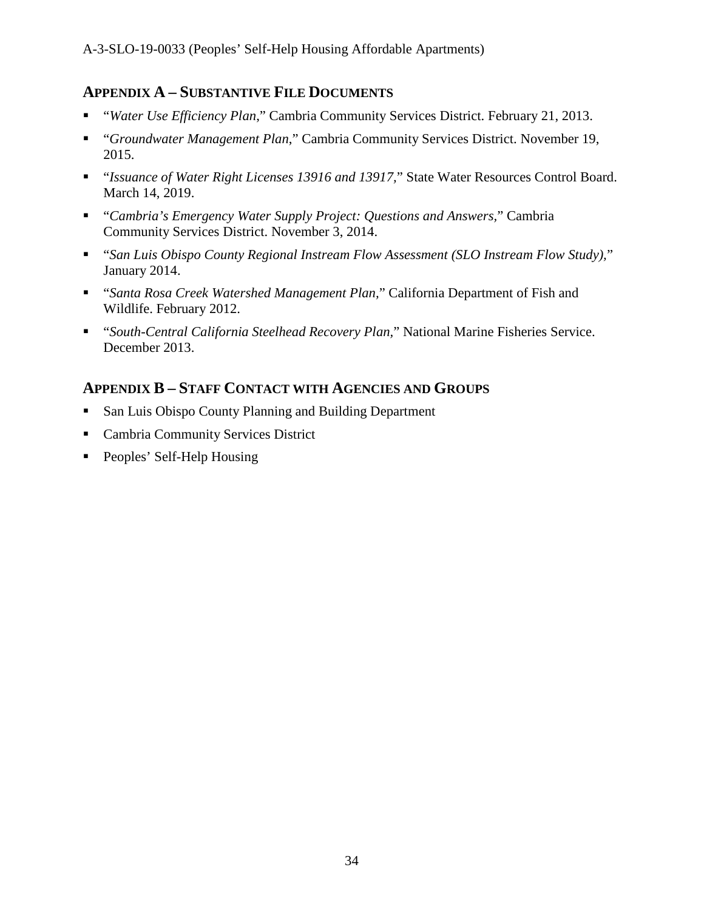## APPENDIX A – SUBSTANTIVE FILE DOCUMENTS

- "*Water Use Efficiency Plan*," Cambria Community Services District. February 21, 2013.
- "*Groundwater Management Plan*," Cambria Community Services District. November 19, 2015.
- "*Issuance of Water Right Licenses 13916 and 13917*," State Water Resources Control Board. March 14, 2019.
- "*Cambria's Emergency Water Supply Project: Questions and Answers*," Cambria Community Services District. November 3, 2014.
- "*San Luis Obispo County Regional Instream Flow Assessment (SLO Instream Flow Study)*," January 2014.
- "*Santa Rosa Creek Watershed Management Plan*," California Department of Fish and Wildlife. February 2012.
- "*South-Central California Steelhead Recovery Plan*," National Marine Fisheries Service. December 2013.

## APPENDIX B – STAFF CONTACT WITH AGENCIES AND GROUPS

- San Luis Obispo County Planning and Building Department
- Cambria Community Services District
- Peoples' Self-Help Housing